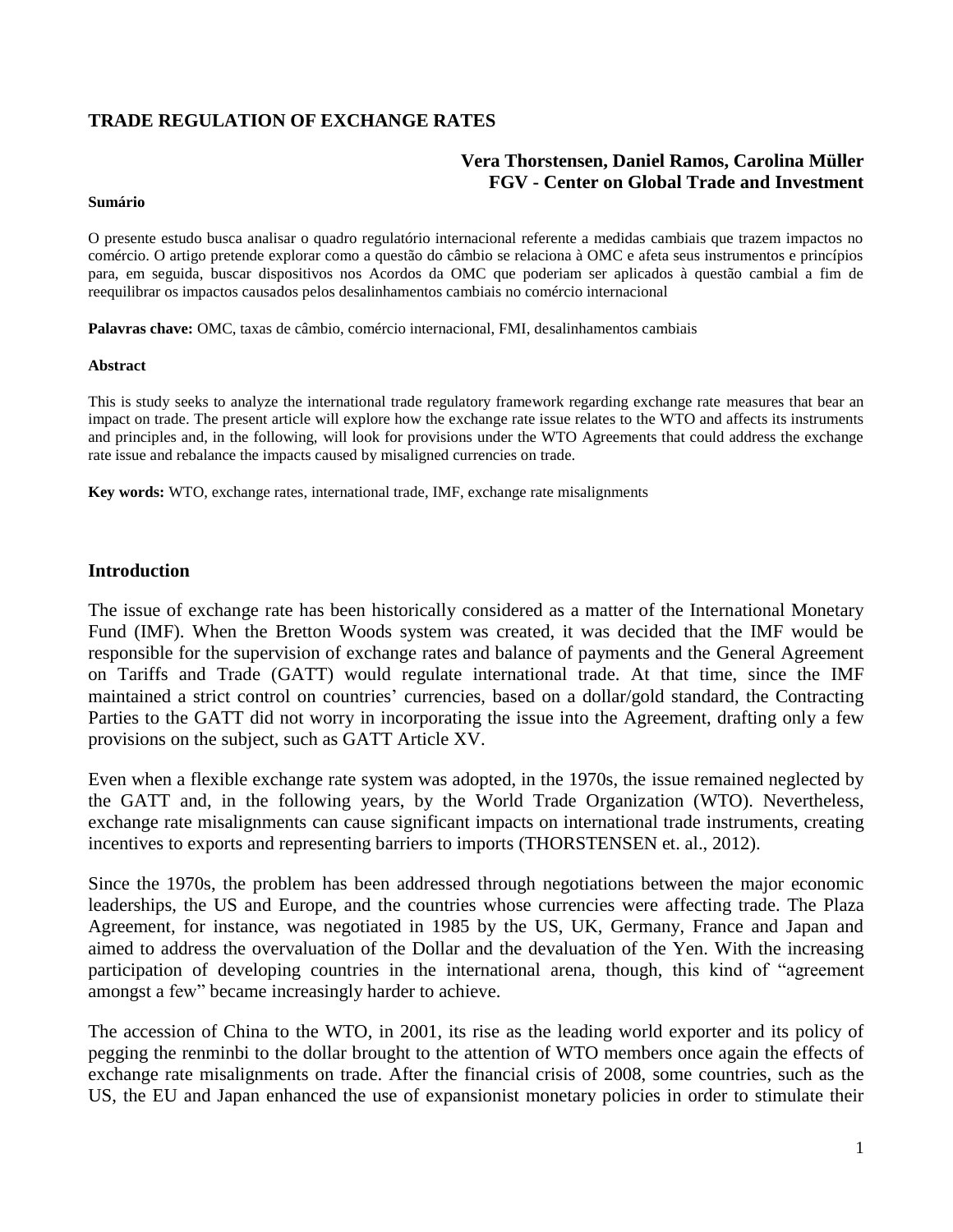# TRADE REGULATION OF EXCHANGE RATES

**Vera Thorstensen, Daniel Ramos, Carolina Müller**
**FGV - Center on Global Trade and Investment**

**Sumário**

O presente estudo busca analisar o quadro regulatório internacional referente a medidas cambiais que trazem impactos no comércio. O artigo pretende explorar como a questão do câmbio se relaciona à OMC e afeta seus instrumentos e princípios para, em seguida, buscar dispositivos nos Acordos da OMC que poderiam ser aplicados à questão cambial a fim de reequilibrar os impactos causados pelos desalinhamentos cambiais no comércio internacional

**Palavras chave:** OMC, taxas de câmbio, comércio internacional, FMI, desalinhamentos cambiais

**Abstract**

This is study seeks to analyze the international trade regulatory framework regarding exchange rate measures that bear an impact on trade. The present article will explore how the exchange rate issue relates to the WTO and affects its instruments and principles and, in the following, will look for provisions under the WTO Agreements that could address the exchange rate issue and rebalance the impacts caused by misaligned currencies on trade.

**Key words:** WTO, exchange rates, international trade, IMF, exchange rate misalignments

## Introduction

The issue of exchange rate has been historically considered as a matter of the International Monetary Fund (IMF). When the Bretton Woods system was created, it was decided that the IMF would be responsible for the supervision of exchange rates and balance of payments and the General Agreement on Tariffs and Trade (GATT) would regulate international trade. At that time, since the IMF maintained a strict control on countries' currencies, based on a dollar/gold standard, the Contracting Parties to the GATT did not worry in incorporating the issue into the Agreement, drafting only a few provisions on the subject, such as GATT Article XV.

Even when a flexible exchange rate system was adopted, in the 1970s, the issue remained neglected by the GATT and, in the following years, by the World Trade Organization (WTO). Nevertheless, exchange rate misalignments can cause significant impacts on international trade instruments, creating incentives to exports and representing barriers to imports (THORSTENSEN et. al., 2012).

Since the 1970s, the problem has been addressed through negotiations between the major economic leaderships, the US and Europe, and the countries whose currencies were affecting trade. The Plaza Agreement, for instance, was negotiated in 1985 by the US, UK, Germany, France and Japan and aimed to address the overvaluation of the Dollar and the devaluation of the Yen. With the increasing participation of developing countries in the international arena, though, this kind of "agreement amongst a few" became increasingly harder to achieve.

The accession of China to the WTO, in 2001, its rise as the leading world exporter and its policy of pegging the renminbi to the dollar brought to the attention of WTO members once again the effects of exchange rate misalignments on trade. After the financial crisis of 2008, some countries, such as the US, the EU and Japan enhanced the use of expansionist monetary policies in order to stimulate their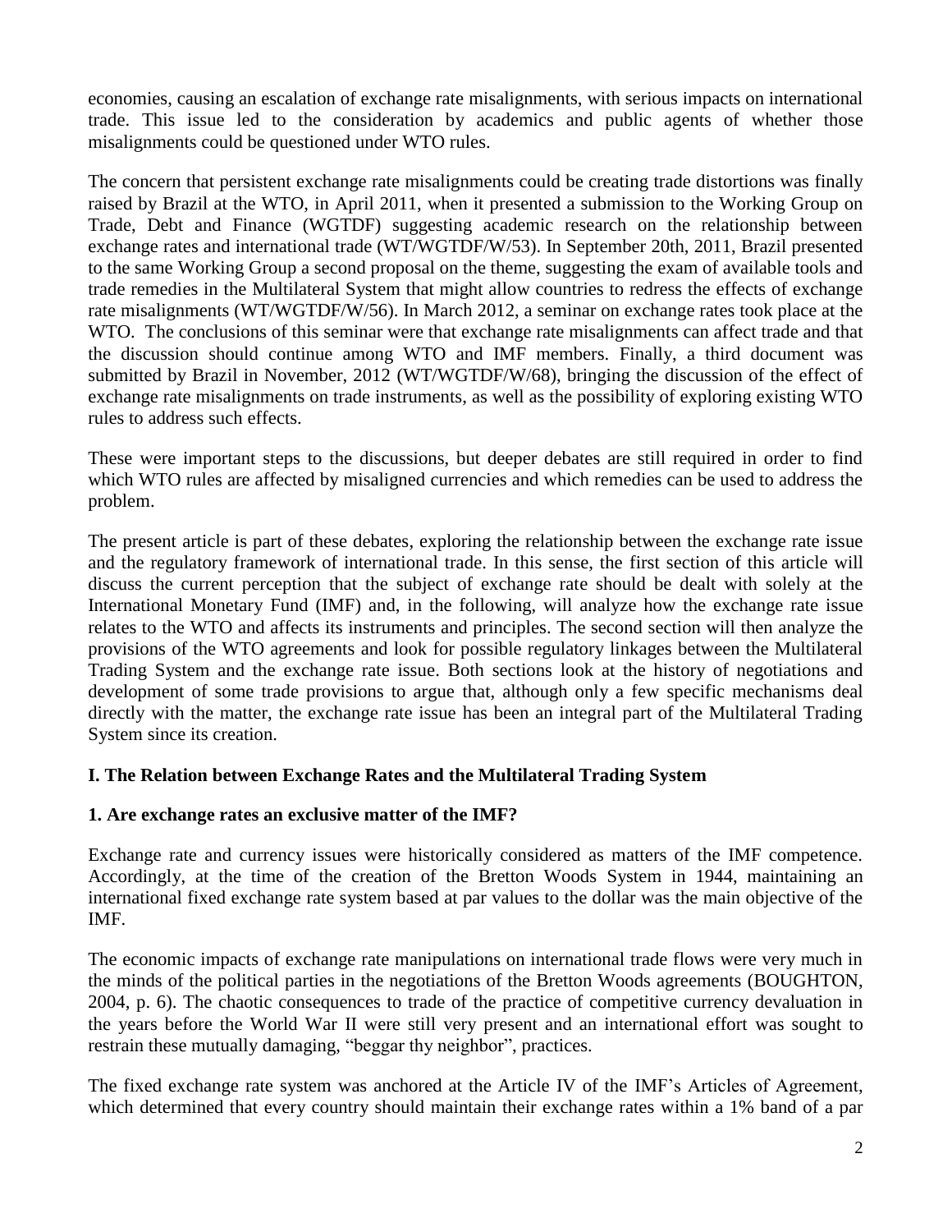economies, causing an escalation of exchange rate misalignments, with serious impacts on international trade. This issue led to the consideration by academics and public agents of whether those misalignments could be questioned under WTO rules.

The concern that persistent exchange rate misalignments could be creating trade distortions was finally raised by Brazil at the WTO, in April 2011, when it presented a submission to the Working Group on Trade, Debt and Finance (WGTDF) suggesting academic research on the relationship between exchange rates and international trade (WT/WGTDF/W/53). In September 20th, 2011, Brazil presented to the same Working Group a second proposal on the theme, suggesting the exam of available tools and trade remedies in the Multilateral System that might allow countries to redress the effects of exchange rate misalignments (WT/WGTDF/W/56). In March 2012, a seminar on exchange rates took place at the WTO. The conclusions of this seminar were that exchange rate misalignments can affect trade and that the discussion should continue among WTO and IMF members. Finally, a third document was submitted by Brazil in November, 2012 (WT/WGTDF/W/68), bringing the discussion of the effect of exchange rate misalignments on trade instruments, as well as the possibility of exploring existing WTO rules to address such effects.

These were important steps to the discussions, but deeper debates are still required in order to find which WTO rules are affected by misaligned currencies and which remedies can be used to address the problem.

The present article is part of these debates, exploring the relationship between the exchange rate issue and the regulatory framework of international trade. In this sense, the first section of this article will discuss the current perception that the subject of exchange rate should be dealt with solely at the International Monetary Fund (IMF) and, in the following, will analyze how the exchange rate issue relates to the WTO and affects its instruments and principles. The second section will then analyze the provisions of the WTO agreements and look for possible regulatory linkages between the Multilateral Trading System and the exchange rate issue. Both sections look at the history of negotiations and development of some trade provisions to argue that, although only a few specific mechanisms deal directly with the matter, the exchange rate issue has been an integral part of the Multilateral Trading System since its creation.

## I. The Relation between Exchange Rates and the Multilateral Trading System

### 1. Are exchange rates an exclusive matter of the IMF?

Exchange rate and currency issues were historically considered as matters of the IMF competence. Accordingly, at the time of the creation of the Bretton Woods System in 1944, maintaining an international fixed exchange rate system based at par values to the dollar was the main objective of the IMF.

The economic impacts of exchange rate manipulations on international trade flows were very much in the minds of the political parties in the negotiations of the Bretton Woods agreements (BOUGHTON, 2004, p. 6). The chaotic consequences to trade of the practice of competitive currency devaluation in the years before the World War II were still very present and an international effort was sought to restrain these mutually damaging, "beggar thy neighbor", practices.

The fixed exchange rate system was anchored at the Article IV of the IMF's Articles of Agreement, which determined that every country should maintain their exchange rates within a 1% band of a par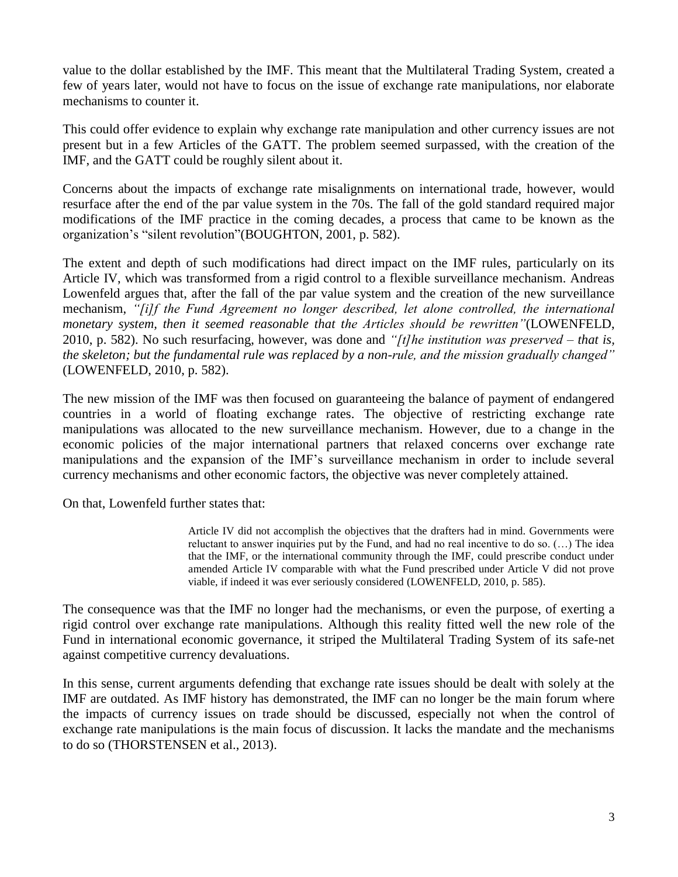value to the dollar established by the IMF. This meant that the Multilateral Trading System, created a few of years later, would not have to focus on the issue of exchange rate manipulations, nor elaborate mechanisms to counter it.

This could offer evidence to explain why exchange rate manipulation and other currency issues are not present but in a few Articles of the GATT. The problem seemed surpassed, with the creation of the IMF, and the GATT could be roughly silent about it.

Concerns about the impacts of exchange rate misalignments on international trade, however, would resurface after the end of the par value system in the 70s. The fall of the gold standard required major modifications of the IMF practice in the coming decades, a process that came to be known as the organization's "silent revolution"(BOUGHTON, 2001, p. 582).

The extent and depth of such modifications had direct impact on the IMF rules, particularly on its Article IV, which was transformed from a rigid control to a flexible surveillance mechanism. Andreas Lowenfeld argues that, after the fall of the par value system and the creation of the new surveillance mechanism, *"[i]f the Fund Agreement no longer described, let alone controlled, the international monetary system, then it seemed reasonable that the Articles should be rewritten"*(LOWENFELD, 2010, p. 582). No such resurfacing, however, was done and *"[t]he institution was preserved – that is, the skeleton; but the fundamental rule was replaced by a non-rule, and the mission gradually changed"* (LOWENFELD, 2010, p. 582).

The new mission of the IMF was then focused on guaranteeing the balance of payment of endangered countries in a world of floating exchange rates. The objective of restricting exchange rate manipulations was allocated to the new surveillance mechanism. However, due to a change in the economic policies of the major international partners that relaxed concerns over exchange rate manipulations and the expansion of the IMF's surveillance mechanism in order to include several currency mechanisms and other economic factors, the objective was never completely attained.

On that, Lowenfeld further states that:

> Article IV did not accomplish the objectives that the drafters had in mind. Governments were reluctant to answer inquiries put by the Fund, and had no real incentive to do so. (…) The idea that the IMF, or the international community through the IMF, could prescribe conduct under amended Article IV comparable with what the Fund prescribed under Article V did not prove viable, if indeed it was ever seriously considered (LOWENFELD, 2010, p. 585).

The consequence was that the IMF no longer had the mechanisms, or even the purpose, of exerting a rigid control over exchange rate manipulations. Although this reality fitted well the new role of the Fund in international economic governance, it striped the Multilateral Trading System of its safe-net against competitive currency devaluations.

In this sense, current arguments defending that exchange rate issues should be dealt with solely at the IMF are outdated. As IMF history has demonstrated, the IMF can no longer be the main forum where the impacts of currency issues on trade should be discussed, especially not when the control of exchange rate manipulations is the main focus of discussion. It lacks the mandate and the mechanisms to do so (THORSTENSEN et al., 2013).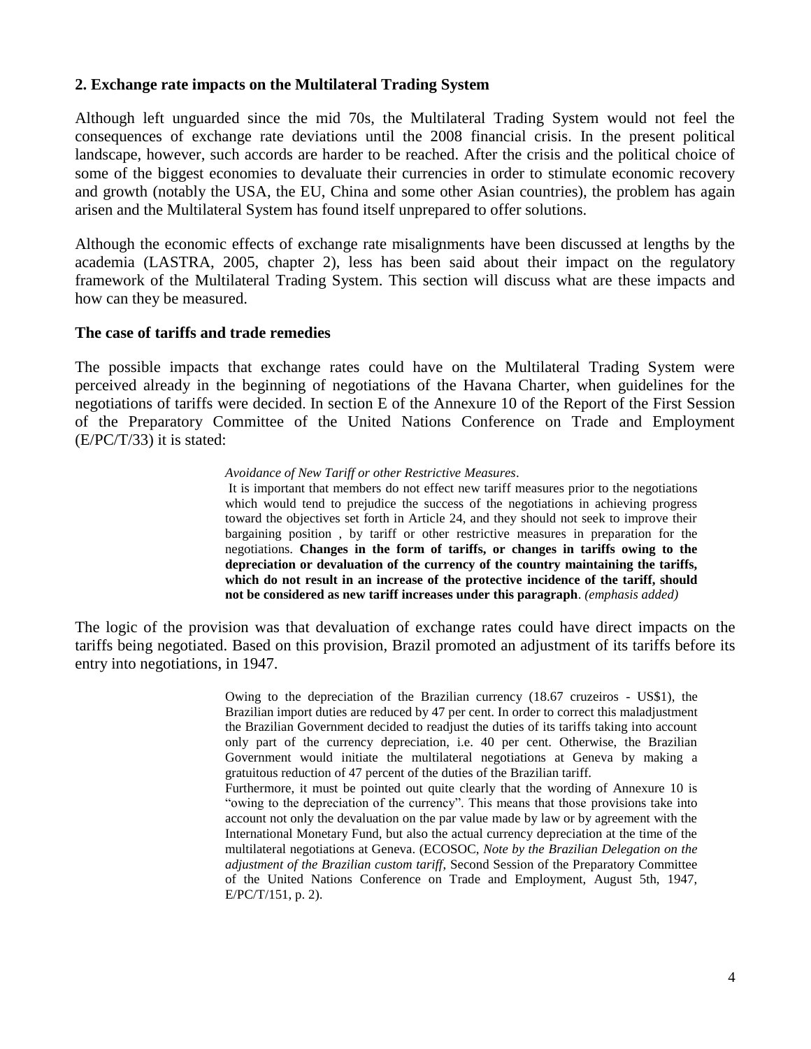## 2. Exchange rate impacts on the Multilateral Trading System

Although left unguarded since the mid 70s, the Multilateral Trading System would not feel the consequences of exchange rate deviations until the 2008 financial crisis. In the present political landscape, however, such accords are harder to be reached. After the crisis and the political choice of some of the biggest economies to devaluate their currencies in order to stimulate economic recovery and growth (notably the USA, the EU, China and some other Asian countries), the problem has again arisen and the Multilateral System has found itself unprepared to offer solutions.

Although the economic effects of exchange rate misalignments have been discussed at lengths by the academia (LASTRA, 2005, chapter 2), less has been said about their impact on the regulatory framework of the Multilateral Trading System. This section will discuss what are these impacts and how can they be measured.

### The case of tariffs and trade remedies

The possible impacts that exchange rates could have on the Multilateral Trading System were perceived already in the beginning of negotiations of the Havana Charter, when guidelines for the negotiations of tariffs were decided. In section E of the Annexure 10 of the Report of the First Session of the Preparatory Committee of the United Nations Conference on Trade and Employment (E/PC/T/33) it is stated:

> *Avoidance of New Tariff or other Restrictive Measures*.
> It is important that members do not effect new tariff measures prior to the negotiations which would tend to prejudice the success of the negotiations in achieving progress toward the objectives set forth in Article 24, and they should not seek to improve their bargaining position , by tariff or other restrictive measures in preparation for the negotiations. **Changes in the form of tariffs, or changes in tariffs owing to the depreciation or devaluation of the currency of the country maintaining the tariffs, which do not result in an increase of the protective incidence of the tariff, should not be considered as new tariff increases under this paragraph**. *(emphasis added)*

The logic of the provision was that devaluation of exchange rates could have direct impacts on the tariffs being negotiated. Based on this provision, Brazil promoted an adjustment of its tariffs before its entry into negotiations, in 1947.

> Owing to the depreciation of the Brazilian currency (18.67 cruzeiros - US$1), the Brazilian import duties are reduced by 47 per cent. In order to correct this maladjustment the Brazilian Government decided to readjust the duties of its tariffs taking into account only part of the currency depreciation, i.e. 40 per cent. Otherwise, the Brazilian Government would initiate the multilateral negotiations at Geneva by making a gratuitous reduction of 47 percent of the duties of the Brazilian tariff.
> Furthermore, it must be pointed out quite clearly that the wording of Annexure 10 is "owing to the depreciation of the currency". This means that those provisions take into account not only the devaluation on the par value made by law or by agreement with the International Monetary Fund, but also the actual currency depreciation at the time of the multilateral negotiations at Geneva. (ECOSOC, *Note by the Brazilian Delegation on the adjustment of the Brazilian custom tariff*, Second Session of the Preparatory Committee of the United Nations Conference on Trade and Employment, August 5th, 1947, E/PC/T/151, p. 2).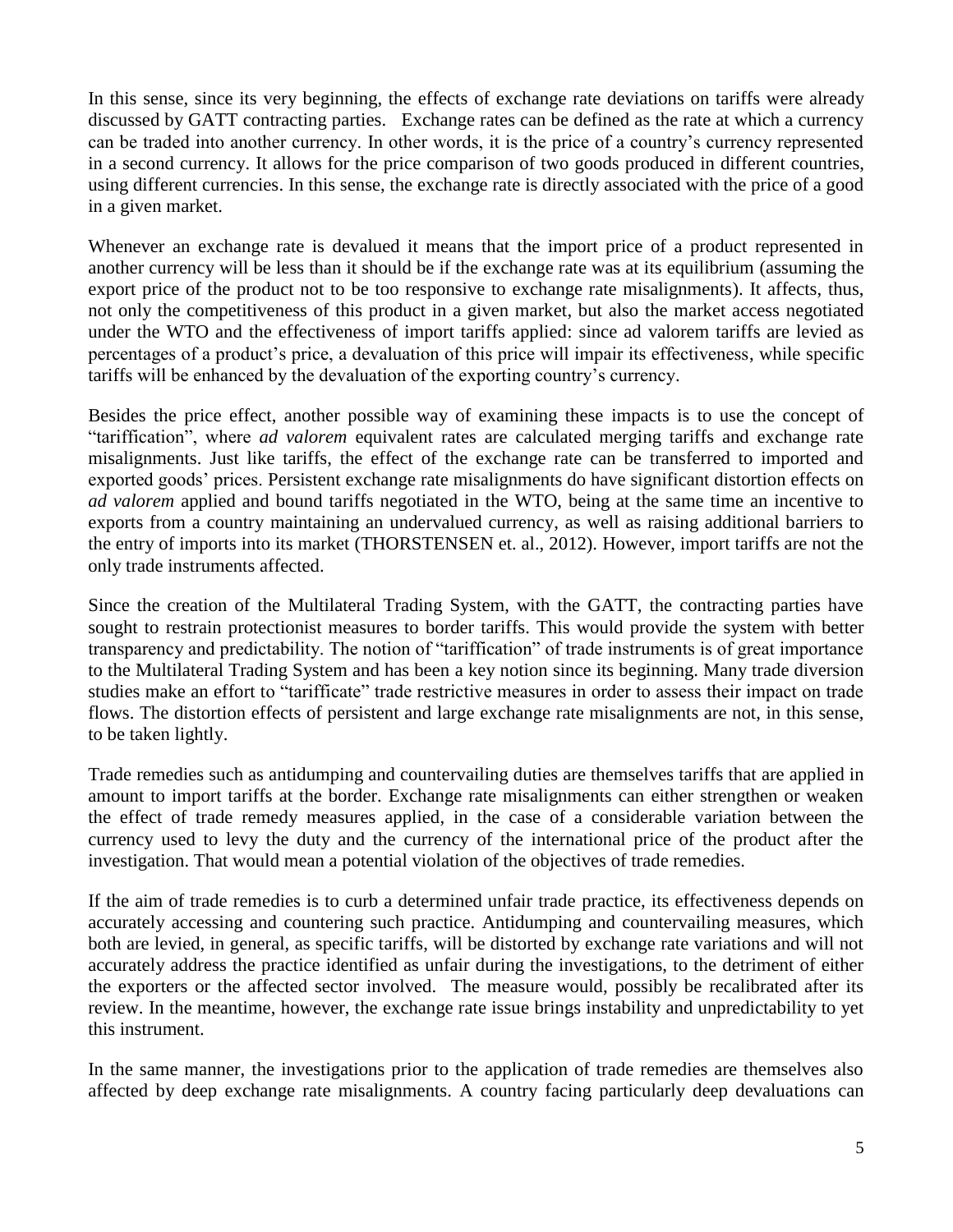In this sense, since its very beginning, the effects of exchange rate deviations on tariffs were already discussed by GATT contracting parties. Exchange rates can be defined as the rate at which a currency can be traded into another currency. In other words, it is the price of a country's currency represented in a second currency. It allows for the price comparison of two goods produced in different countries, using different currencies. In this sense, the exchange rate is directly associated with the price of a good in a given market.

Whenever an exchange rate is devalued it means that the import price of a product represented in another currency will be less than it should be if the exchange rate was at its equilibrium (assuming the export price of the product not to be too responsive to exchange rate misalignments). It affects, thus, not only the competitiveness of this product in a given market, but also the market access negotiated under the WTO and the effectiveness of import tariffs applied: since ad valorem tariffs are levied as percentages of a product's price, a devaluation of this price will impair its effectiveness, while specific tariffs will be enhanced by the devaluation of the exporting country's currency.

Besides the price effect, another possible way of examining these impacts is to use the concept of "tariffication", where *ad valorem* equivalent rates are calculated merging tariffs and exchange rate misalignments. Just like tariffs, the effect of the exchange rate can be transferred to imported and exported goods' prices. Persistent exchange rate misalignments do have significant distortion effects on *ad valorem* applied and bound tariffs negotiated in the WTO, being at the same time an incentive to exports from a country maintaining an undervalued currency, as well as raising additional barriers to the entry of imports into its market (THORSTENSEN et. al., 2012). However, import tariffs are not the only trade instruments affected.

Since the creation of the Multilateral Trading System, with the GATT, the contracting parties have sought to restrain protectionist measures to border tariffs. This would provide the system with better transparency and predictability. The notion of "tariffication" of trade instruments is of great importance to the Multilateral Trading System and has been a key notion since its beginning. Many trade diversion studies make an effort to "tarifficate" trade restrictive measures in order to assess their impact on trade flows. The distortion effects of persistent and large exchange rate misalignments are not, in this sense, to be taken lightly.

Trade remedies such as antidumping and countervailing duties are themselves tariffs that are applied in amount to import tariffs at the border. Exchange rate misalignments can either strengthen or weaken the effect of trade remedy measures applied, in the case of a considerable variation between the currency used to levy the duty and the currency of the international price of the product after the investigation. That would mean a potential violation of the objectives of trade remedies.

If the aim of trade remedies is to curb a determined unfair trade practice, its effectiveness depends on accurately accessing and countering such practice. Antidumping and countervailing measures, which both are levied, in general, as specific tariffs, will be distorted by exchange rate variations and will not accurately address the practice identified as unfair during the investigations, to the detriment of either the exporters or the affected sector involved. The measure would, possibly be recalibrated after its review. In the meantime, however, the exchange rate issue brings instability and unpredictability to yet this instrument.

In the same manner, the investigations prior to the application of trade remedies are themselves also affected by deep exchange rate misalignments. A country facing particularly deep devaluations can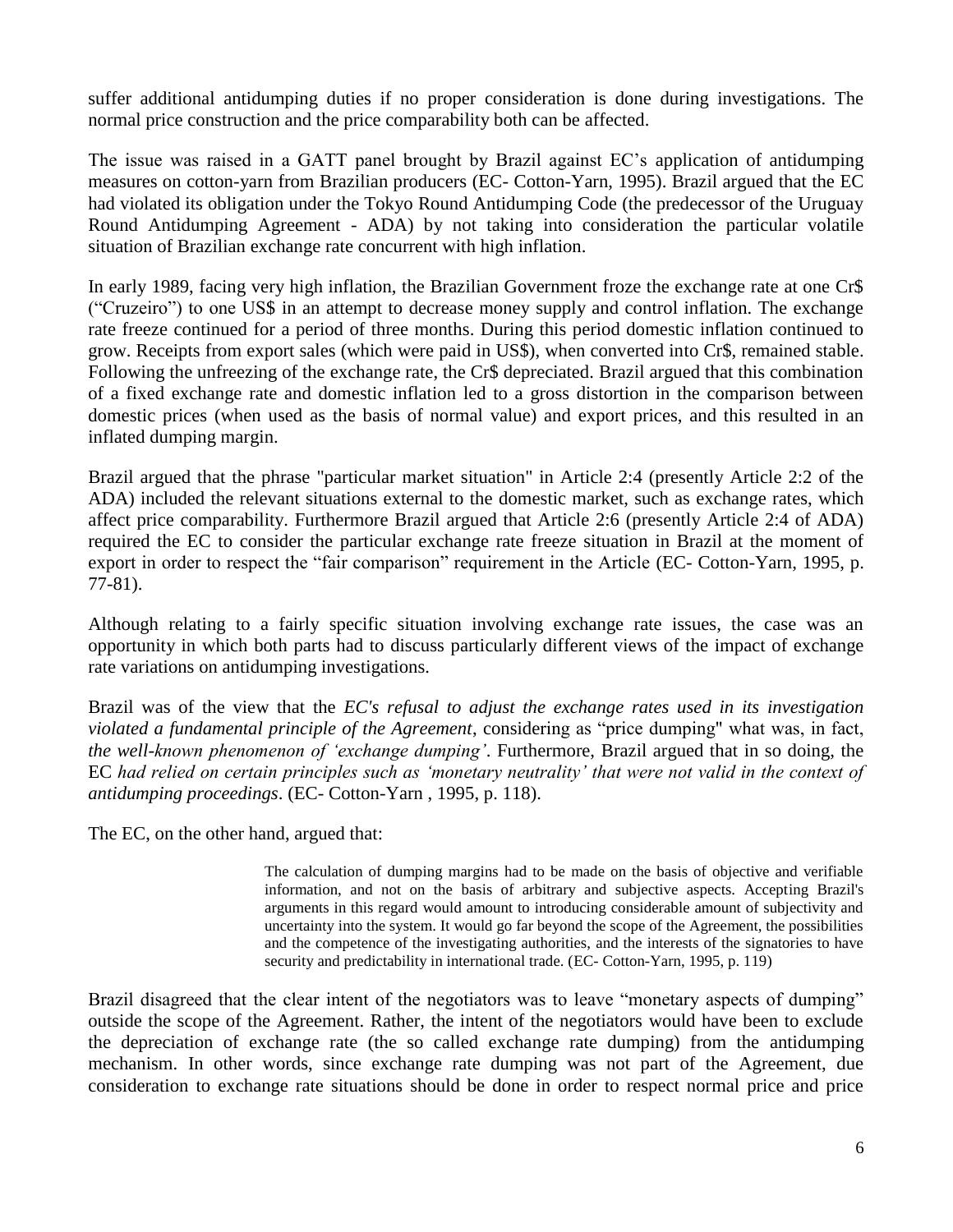suffer additional antidumping duties if no proper consideration is done during investigations. The normal price construction and the price comparability both can be affected.

The issue was raised in a GATT panel brought by Brazil against EC's application of antidumping measures on cotton-yarn from Brazilian producers (EC- Cotton-Yarn, 1995). Brazil argued that the EC had violated its obligation under the Tokyo Round Antidumping Code (the predecessor of the Uruguay Round Antidumping Agreement - ADA) by not taking into consideration the particular volatile situation of Brazilian exchange rate concurrent with high inflation.

In early 1989, facing very high inflation, the Brazilian Government froze the exchange rate at one Cr$ ("Cruzeiro") to one US$ in an attempt to decrease money supply and control inflation. The exchange rate freeze continued for a period of three months. During this period domestic inflation continued to grow. Receipts from export sales (which were paid in US$), when converted into Cr$, remained stable. Following the unfreezing of the exchange rate, the Cr$ depreciated. Brazil argued that this combination of a fixed exchange rate and domestic inflation led to a gross distortion in the comparison between domestic prices (when used as the basis of normal value) and export prices, and this resulted in an inflated dumping margin.

Brazil argued that the phrase "particular market situation" in Article 2:4 (presently Article 2:2 of the ADA) included the relevant situations external to the domestic market, such as exchange rates, which affect price comparability. Furthermore Brazil argued that Article 2:6 (presently Article 2:4 of ADA) required the EC to consider the particular exchange rate freeze situation in Brazil at the moment of export in order to respect the "fair comparison" requirement in the Article (EC- Cotton-Yarn, 1995, p. 77-81).

Although relating to a fairly specific situation involving exchange rate issues, the case was an opportunity in which both parts had to discuss particularly different views of the impact of exchange rate variations on antidumping investigations.

Brazil was of the view that the *EC's refusal to adjust the exchange rates used in its investigation violated a fundamental principle of the Agreement*, considering as "price dumping" what was, in fact, *the well-known phenomenon of 'exchange dumping'*. Furthermore, Brazil argued that in so doing, the EC *had relied on certain principles such as 'monetary neutrality' that were not valid in the context of antidumping proceedings*. (EC- Cotton-Yarn , 1995, p. 118).

The EC, on the other hand, argued that:

> The calculation of dumping margins had to be made on the basis of objective and verifiable information, and not on the basis of arbitrary and subjective aspects. Accepting Brazil's arguments in this regard would amount to introducing considerable amount of subjectivity and uncertainty into the system. It would go far beyond the scope of the Agreement, the possibilities and the competence of the investigating authorities, and the interests of the signatories to have security and predictability in international trade. (EC- Cotton-Yarn, 1995, p. 119)

Brazil disagreed that the clear intent of the negotiators was to leave "monetary aspects of dumping" outside the scope of the Agreement. Rather, the intent of the negotiators would have been to exclude the depreciation of exchange rate (the so called exchange rate dumping) from the antidumping mechanism. In other words, since exchange rate dumping was not part of the Agreement, due consideration to exchange rate situations should be done in order to respect normal price and price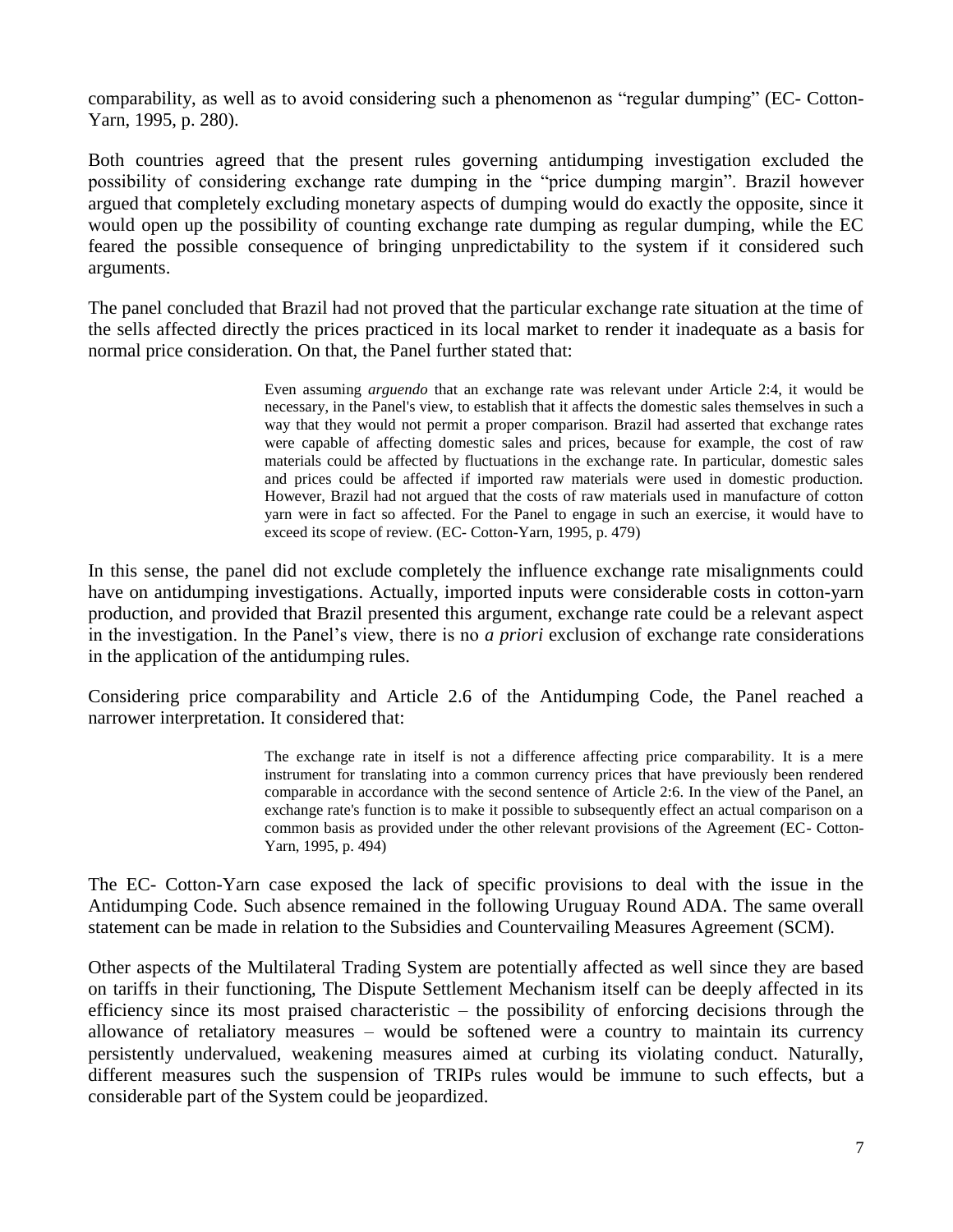comparability, as well as to avoid considering such a phenomenon as "regular dumping" (EC- Cotton-Yarn, 1995, p. 280).

Both countries agreed that the present rules governing antidumping investigation excluded the possibility of considering exchange rate dumping in the "price dumping margin". Brazil however argued that completely excluding monetary aspects of dumping would do exactly the opposite, since it would open up the possibility of counting exchange rate dumping as regular dumping, while the EC feared the possible consequence of bringing unpredictability to the system if it considered such arguments.

The panel concluded that Brazil had not proved that the particular exchange rate situation at the time of the sells affected directly the prices practiced in its local market to render it inadequate as a basis for normal price consideration. On that, the Panel further stated that:

> Even assuming *arguendo* that an exchange rate was relevant under Article 2:4, it would be necessary, in the Panel's view, to establish that it affects the domestic sales themselves in such a way that they would not permit a proper comparison. Brazil had asserted that exchange rates were capable of affecting domestic sales and prices, because for example, the cost of raw materials could be affected by fluctuations in the exchange rate. In particular, domestic sales and prices could be affected if imported raw materials were used in domestic production. However, Brazil had not argued that the costs of raw materials used in manufacture of cotton yarn were in fact so affected. For the Panel to engage in such an exercise, it would have to exceed its scope of review. (EC- Cotton-Yarn, 1995, p. 479)

In this sense, the panel did not exclude completely the influence exchange rate misalignments could have on antidumping investigations. Actually, imported inputs were considerable costs in cotton-yarn production, and provided that Brazil presented this argument, exchange rate could be a relevant aspect in the investigation. In the Panel's view, there is no *a priori* exclusion of exchange rate considerations in the application of the antidumping rules.

Considering price comparability and Article 2.6 of the Antidumping Code, the Panel reached a narrower interpretation. It considered that:

> The exchange rate in itself is not a difference affecting price comparability. It is a mere instrument for translating into a common currency prices that have previously been rendered comparable in accordance with the second sentence of Article 2:6. In the view of the Panel, an exchange rate's function is to make it possible to subsequently effect an actual comparison on a common basis as provided under the other relevant provisions of the Agreement (EC- Cotton-Yarn, 1995, p. 494)

The EC- Cotton-Yarn case exposed the lack of specific provisions to deal with the issue in the Antidumping Code. Such absence remained in the following Uruguay Round ADA. The same overall statement can be made in relation to the Subsidies and Countervailing Measures Agreement (SCM).

Other aspects of the Multilateral Trading System are potentially affected as well since they are based on tariffs in their functioning, The Dispute Settlement Mechanism itself can be deeply affected in its efficiency since its most praised characteristic – the possibility of enforcing decisions through the allowance of retaliatory measures – would be softened were a country to maintain its currency persistently undervalued, weakening measures aimed at curbing its violating conduct. Naturally, different measures such the suspension of TRIPs rules would be immune to such effects, but a considerable part of the System could be jeopardized.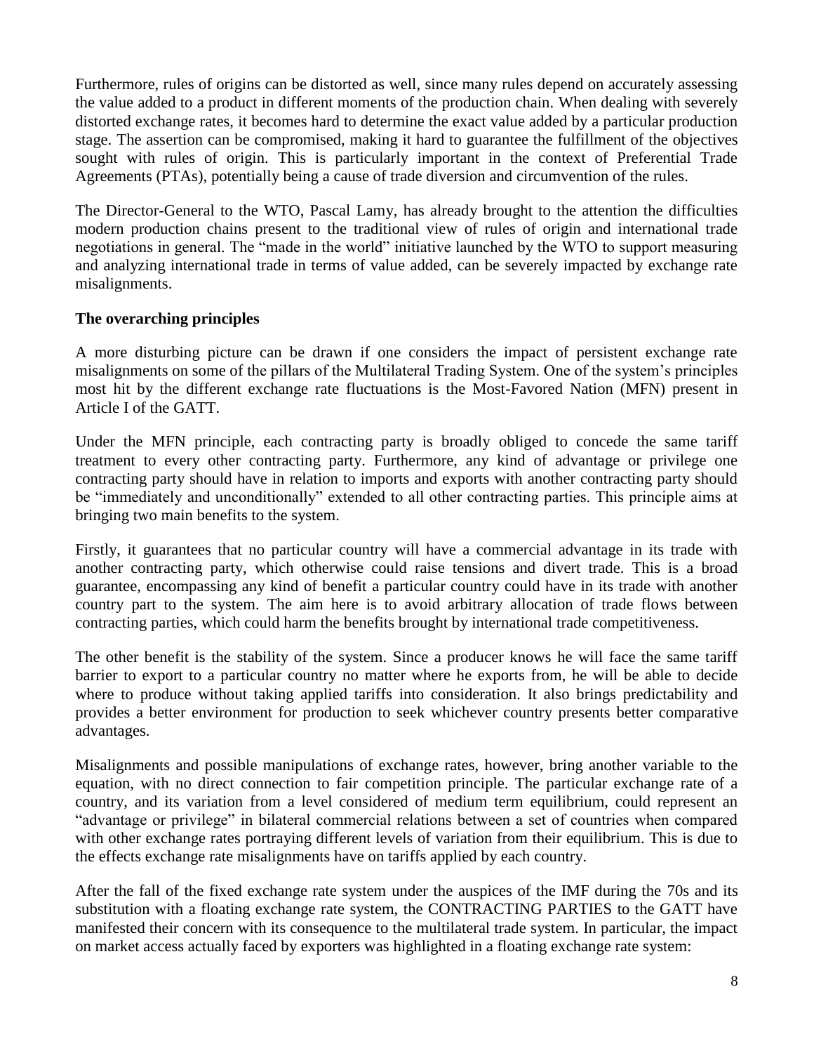Furthermore, rules of origins can be distorted as well, since many rules depend on accurately assessing the value added to a product in different moments of the production chain. When dealing with severely distorted exchange rates, it becomes hard to determine the exact value added by a particular production stage. The assertion can be compromised, making it hard to guarantee the fulfillment of the objectives sought with rules of origin. This is particularly important in the context of Preferential Trade Agreements (PTAs), potentially being a cause of trade diversion and circumvention of the rules.

The Director-General to the WTO, Pascal Lamy, has already brought to the attention the difficulties modern production chains present to the traditional view of rules of origin and international trade negotiations in general. The "made in the world" initiative launched by the WTO to support measuring and analyzing international trade in terms of value added, can be severely impacted by exchange rate misalignments.

**The overarching principles**

A more disturbing picture can be drawn if one considers the impact of persistent exchange rate misalignments on some of the pillars of the Multilateral Trading System. One of the system's principles most hit by the different exchange rate fluctuations is the Most-Favored Nation (MFN) present in Article I of the GATT.

Under the MFN principle, each contracting party is broadly obliged to concede the same tariff treatment to every other contracting party. Furthermore, any kind of advantage or privilege one contracting party should have in relation to imports and exports with another contracting party should be "immediately and unconditionally" extended to all other contracting parties. This principle aims at bringing two main benefits to the system.

Firstly, it guarantees that no particular country will have a commercial advantage in its trade with another contracting party, which otherwise could raise tensions and divert trade. This is a broad guarantee, encompassing any kind of benefit a particular country could have in its trade with another country part to the system. The aim here is to avoid arbitrary allocation of trade flows between contracting parties, which could harm the benefits brought by international trade competitiveness.

The other benefit is the stability of the system. Since a producer knows he will face the same tariff barrier to export to a particular country no matter where he exports from, he will be able to decide where to produce without taking applied tariffs into consideration. It also brings predictability and provides a better environment for production to seek whichever country presents better comparative advantages.

Misalignments and possible manipulations of exchange rates, however, bring another variable to the equation, with no direct connection to fair competition principle. The particular exchange rate of a country, and its variation from a level considered of medium term equilibrium, could represent an "advantage or privilege" in bilateral commercial relations between a set of countries when compared with other exchange rates portraying different levels of variation from their equilibrium. This is due to the effects exchange rate misalignments have on tariffs applied by each country.

After the fall of the fixed exchange rate system under the auspices of the IMF during the 70s and its substitution with a floating exchange rate system, the CONTRACTING PARTIES to the GATT have manifested their concern with its consequence to the multilateral trade system. In particular, the impact on market access actually faced by exporters was highlighted in a floating exchange rate system: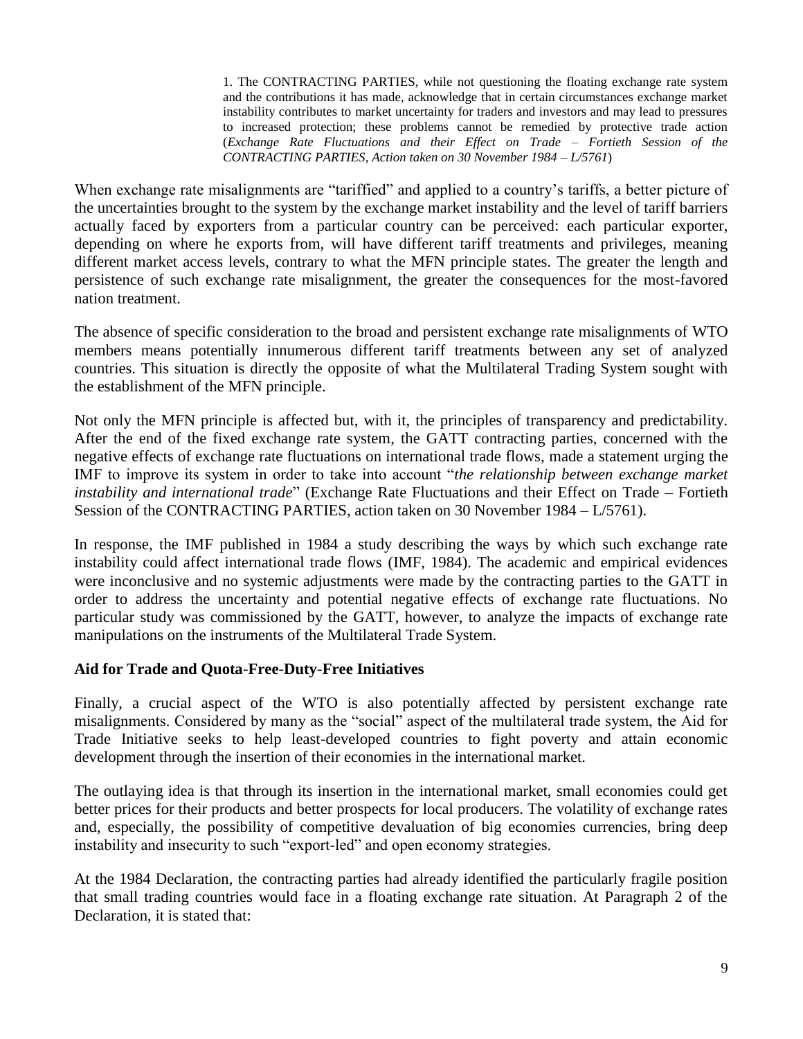> 1. The CONTRACTING PARTIES, while not questioning the floating exchange rate system and the contributions it has made, acknowledge that in certain circumstances exchange market instability contributes to market uncertainty for traders and investors and may lead to pressures to increased protection; these problems cannot be remedied by protective trade action (*Exchange Rate Fluctuations and their Effect on Trade – Fortieth Session of the CONTRACTING PARTIES, Action taken on 30 November 1984 – L/5761*)

When exchange rate misalignments are "tariffied" and applied to a country's tariffs, a better picture of the uncertainties brought to the system by the exchange market instability and the level of tariff barriers actually faced by exporters from a particular country can be perceived: each particular exporter, depending on where he exports from, will have different tariff treatments and privileges, meaning different market access levels, contrary to what the MFN principle states. The greater the length and persistence of such exchange rate misalignment, the greater the consequences for the most-favored nation treatment.

The absence of specific consideration to the broad and persistent exchange rate misalignments of WTO members means potentially innumerous different tariff treatments between any set of analyzed countries. This situation is directly the opposite of what the Multilateral Trading System sought with the establishment of the MFN principle.

Not only the MFN principle is affected but, with it, the principles of transparency and predictability. After the end of the fixed exchange rate system, the GATT contracting parties, concerned with the negative effects of exchange rate fluctuations on international trade flows, made a statement urging the IMF to improve its system in order to take into account "*the relationship between exchange market instability and international trade*" (Exchange Rate Fluctuations and their Effect on Trade – Fortieth Session of the CONTRACTING PARTIES, action taken on 30 November 1984 – L/5761).

In response, the IMF published in 1984 a study describing the ways by which such exchange rate instability could affect international trade flows (IMF, 1984). The academic and empirical evidences were inconclusive and no systemic adjustments were made by the contracting parties to the GATT in order to address the uncertainty and potential negative effects of exchange rate fluctuations. No particular study was commissioned by the GATT, however, to analyze the impacts of exchange rate manipulations on the instruments of the Multilateral Trade System.

**Aid for Trade and Quota-Free-Duty-Free Initiatives**

Finally, a crucial aspect of the WTO is also potentially affected by persistent exchange rate misalignments. Considered by many as the "social" aspect of the multilateral trade system, the Aid for Trade Initiative seeks to help least-developed countries to fight poverty and attain economic development through the insertion of their economies in the international market.

The outlaying idea is that through its insertion in the international market, small economies could get better prices for their products and better prospects for local producers. The volatility of exchange rates and, especially, the possibility of competitive devaluation of big economies currencies, bring deep instability and insecurity to such "export-led" and open economy strategies.

At the 1984 Declaration, the contracting parties had already identified the particularly fragile position that small trading countries would face in a floating exchange rate situation. At Paragraph 2 of the Declaration, it is stated that: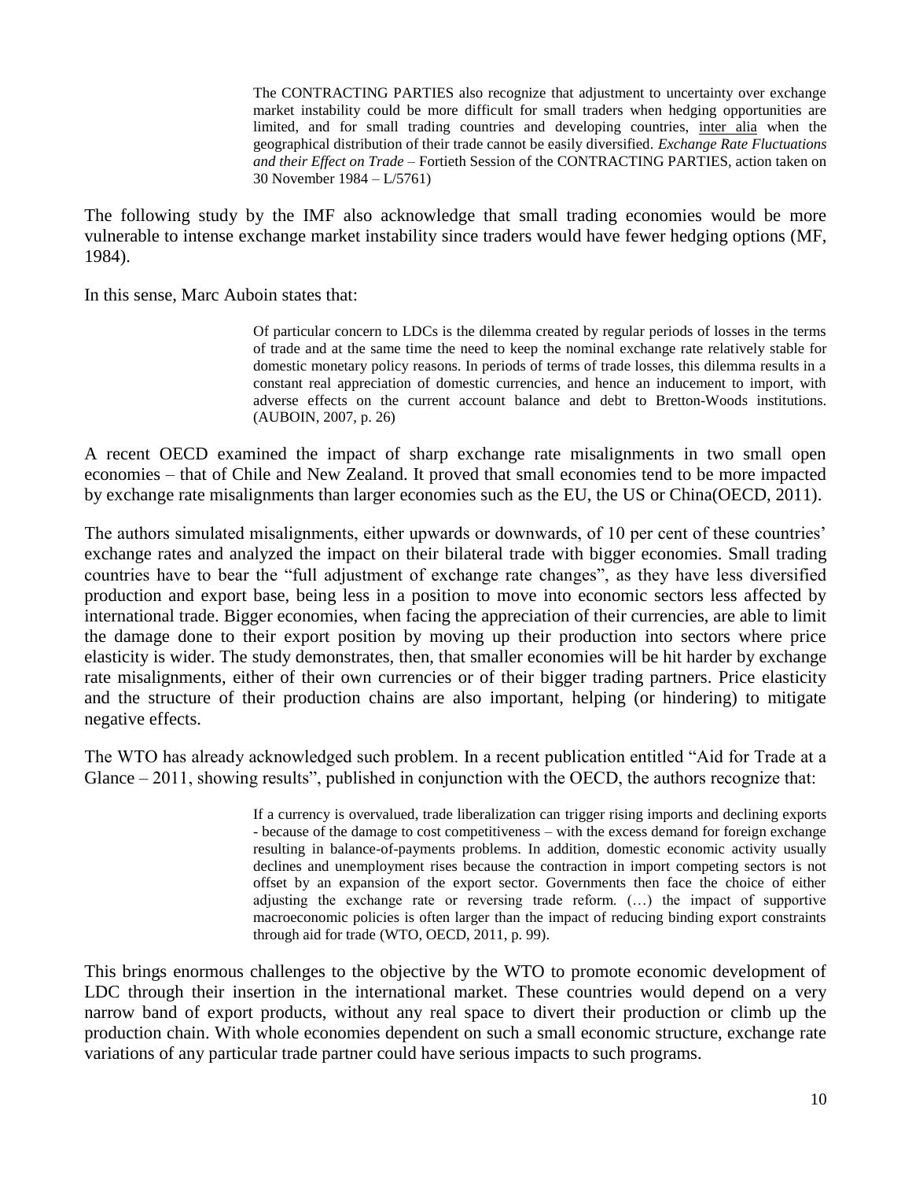> The CONTRACTING PARTIES also recognize that adjustment to uncertainty over exchange market instability could be more difficult for small traders when hedging opportunities are limited, and for small trading countries and developing countries, inter alia when the geographical distribution of their trade cannot be easily diversified. *Exchange Rate Fluctuations and their Effect on Trade* – Fortieth Session of the CONTRACTING PARTIES, action taken on 30 November 1984 – L/5761)

The following study by the IMF also acknowledge that small trading economies would be more vulnerable to intense exchange market instability since traders would have fewer hedging options (MF, 1984).

In this sense, Marc Auboin states that:

> Of particular concern to LDCs is the dilemma created by regular periods of losses in the terms of trade and at the same time the need to keep the nominal exchange rate relatively stable for domestic monetary policy reasons. In periods of terms of trade losses, this dilemma results in a constant real appreciation of domestic currencies, and hence an inducement to import, with adverse effects on the current account balance and debt to Bretton-Woods institutions. (AUBOIN, 2007, p. 26)

A recent OECD examined the impact of sharp exchange rate misalignments in two small open economies – that of Chile and New Zealand. It proved that small economies tend to be more impacted by exchange rate misalignments than larger economies such as the EU, the US or China(OECD, 2011).

The authors simulated misalignments, either upwards or downwards, of 10 per cent of these countries' exchange rates and analyzed the impact on their bilateral trade with bigger economies. Small trading countries have to bear the "full adjustment of exchange rate changes", as they have less diversified production and export base, being less in a position to move into economic sectors less affected by international trade. Bigger economies, when facing the appreciation of their currencies, are able to limit the damage done to their export position by moving up their production into sectors where price elasticity is wider. The study demonstrates, then, that smaller economies will be hit harder by exchange rate misalignments, either of their own currencies or of their bigger trading partners. Price elasticity and the structure of their production chains are also important, helping (or hindering) to mitigate negative effects.

The WTO has already acknowledged such problem. In a recent publication entitled "Aid for Trade at a Glance – 2011, showing results", published in conjunction with the OECD, the authors recognize that:

> If a currency is overvalued, trade liberalization can trigger rising imports and declining exports - because of the damage to cost competitiveness – with the excess demand for foreign exchange resulting in balance-of-payments problems. In addition, domestic economic activity usually declines and unemployment rises because the contraction in import competing sectors is not offset by an expansion of the export sector. Governments then face the choice of either adjusting the exchange rate or reversing trade reform. (…) the impact of supportive macroeconomic policies is often larger than the impact of reducing binding export constraints through aid for trade (WTO, OECD, 2011, p. 99).

This brings enormous challenges to the objective by the WTO to promote economic development of LDC through their insertion in the international market. These countries would depend on a very narrow band of export products, without any real space to divert their production or climb up the production chain. With whole economies dependent on such a small economic structure, exchange rate variations of any particular trade partner could have serious impacts to such programs.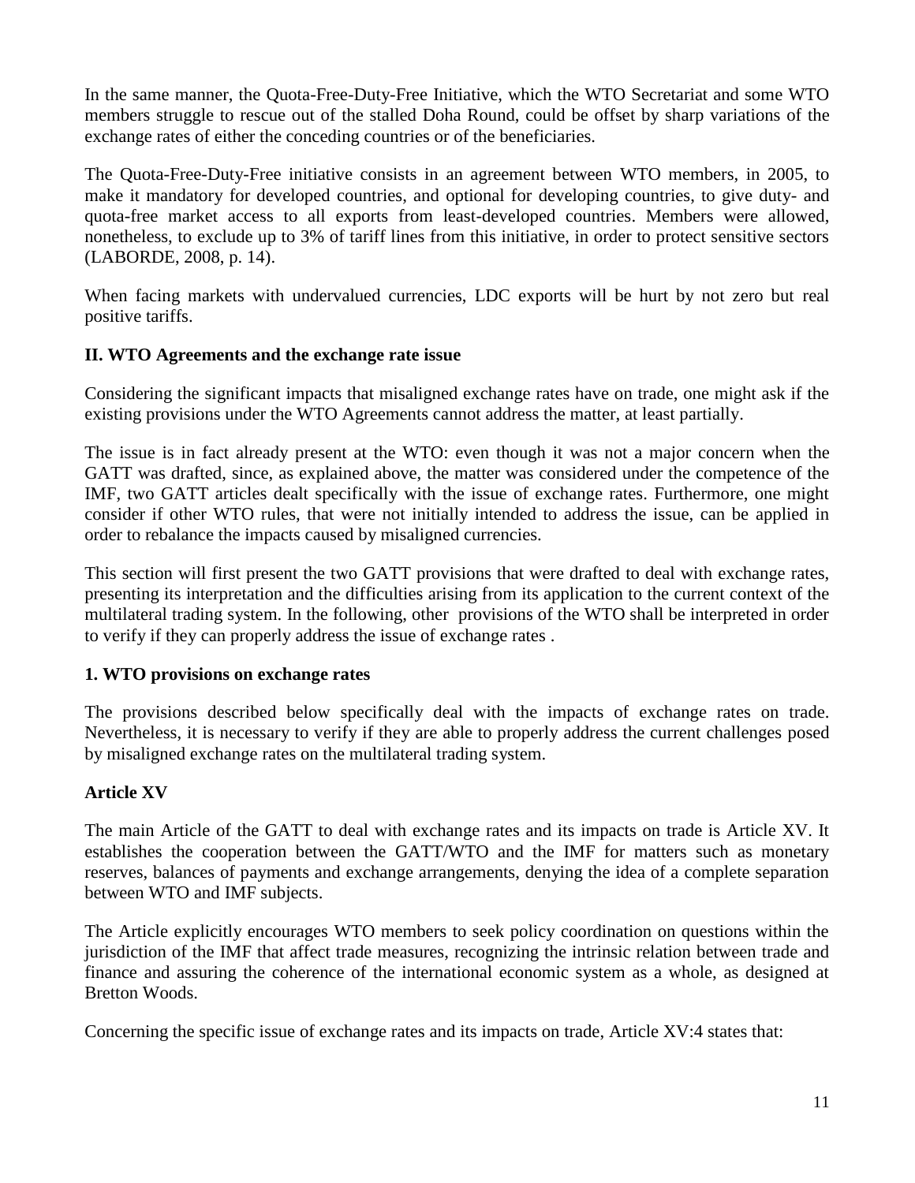In the same manner, the Quota-Free-Duty-Free Initiative, which the WTO Secretariat and some WTO members struggle to rescue out of the stalled Doha Round, could be offset by sharp variations of the exchange rates of either the conceding countries or of the beneficiaries.

The Quota-Free-Duty-Free initiative consists in an agreement between WTO members, in 2005, to make it mandatory for developed countries, and optional for developing countries, to give duty- and quota-free market access to all exports from least-developed countries. Members were allowed, nonetheless, to exclude up to 3% of tariff lines from this initiative, in order to protect sensitive sectors (LABORDE, 2008, p. 14).

When facing markets with undervalued currencies, LDC exports will be hurt by not zero but real positive tariffs.

## II. WTO Agreements and the exchange rate issue

Considering the significant impacts that misaligned exchange rates have on trade, one might ask if the existing provisions under the WTO Agreements cannot address the matter, at least partially.

The issue is in fact already present at the WTO: even though it was not a major concern when the GATT was drafted, since, as explained above, the matter was considered under the competence of the IMF, two GATT articles dealt specifically with the issue of exchange rates. Furthermore, one might consider if other WTO rules, that were not initially intended to address the issue, can be applied in order to rebalance the impacts caused by misaligned currencies.

This section will first present the two GATT provisions that were drafted to deal with exchange rates, presenting its interpretation and the difficulties arising from its application to the current context of the multilateral trading system. In the following, other provisions of the WTO shall be interpreted in order to verify if they can properly address the issue of exchange rates .

### 1. WTO provisions on exchange rates

The provisions described below specifically deal with the impacts of exchange rates on trade. Nevertheless, it is necessary to verify if they are able to properly address the current challenges posed by misaligned exchange rates on the multilateral trading system.

#### Article XV

The main Article of the GATT to deal with exchange rates and its impacts on trade is Article XV. It establishes the cooperation between the GATT/WTO and the IMF for matters such as monetary reserves, balances of payments and exchange arrangements, denying the idea of a complete separation between WTO and IMF subjects.

The Article explicitly encourages WTO members to seek policy coordination on questions within the jurisdiction of the IMF that affect trade measures, recognizing the intrinsic relation between trade and finance and assuring the coherence of the international economic system as a whole, as designed at Bretton Woods.

Concerning the specific issue of exchange rates and its impacts on trade, Article XV:4 states that: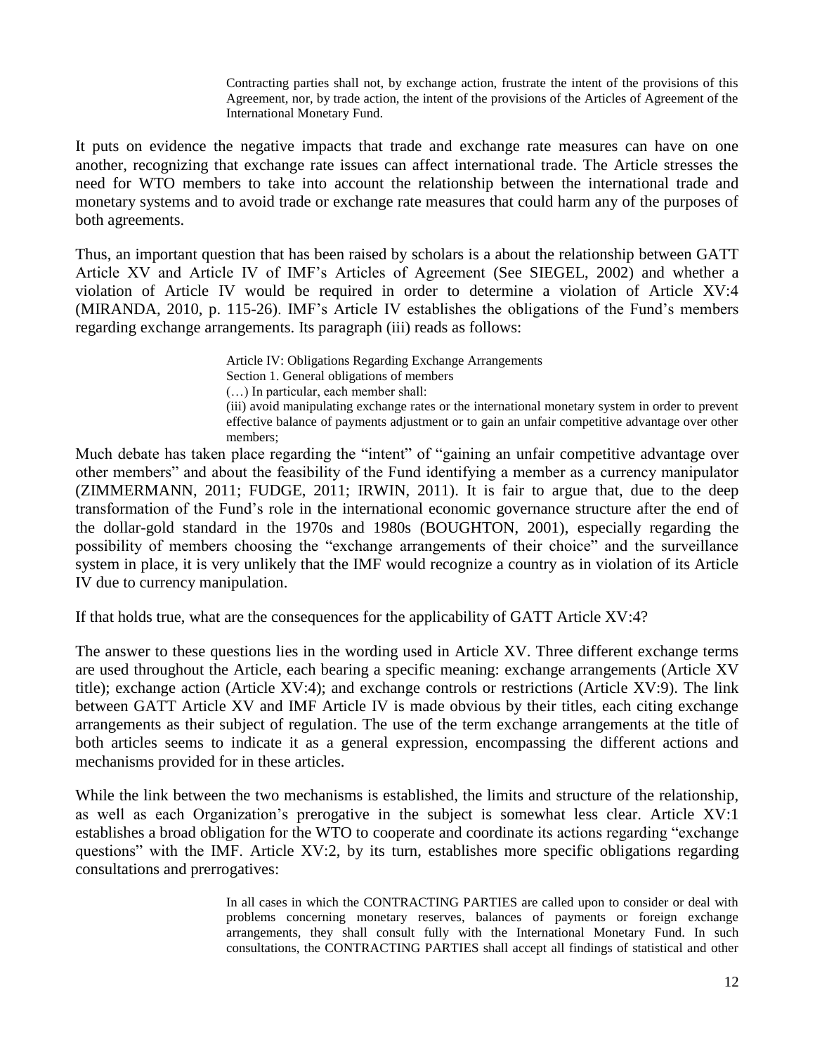> Contracting parties shall not, by exchange action, frustrate the intent of the provisions of this Agreement, nor, by trade action, the intent of the provisions of the Articles of Agreement of the International Monetary Fund.

It puts on evidence the negative impacts that trade and exchange rate measures can have on one another, recognizing that exchange rate issues can affect international trade. The Article stresses the need for WTO members to take into account the relationship between the international trade and monetary systems and to avoid trade or exchange rate measures that could harm any of the purposes of both agreements.

Thus, an important question that has been raised by scholars is a about the relationship between GATT Article XV and Article IV of IMF's Articles of Agreement (See SIEGEL, 2002) and whether a violation of Article IV would be required in order to determine a violation of Article XV:4 (MIRANDA, 2010, p. 115-26). IMF's Article IV establishes the obligations of the Fund's members regarding exchange arrangements. Its paragraph (iii) reads as follows:

> Article IV: Obligations Regarding Exchange Arrangements
> Section 1. General obligations of members
> (…) In particular, each member shall:
> (iii) avoid manipulating exchange rates or the international monetary system in order to prevent effective balance of payments adjustment or to gain an unfair competitive advantage over other members;

Much debate has taken place regarding the "intent" of "gaining an unfair competitive advantage over other members" and about the feasibility of the Fund identifying a member as a currency manipulator (ZIMMERMANN, 2011; FUDGE, 2011; IRWIN, 2011). It is fair to argue that, due to the deep transformation of the Fund's role in the international economic governance structure after the end of the dollar-gold standard in the 1970s and 1980s (BOUGHTON, 2001), especially regarding the possibility of members choosing the "exchange arrangements of their choice" and the surveillance system in place, it is very unlikely that the IMF would recognize a country as in violation of its Article IV due to currency manipulation.

If that holds true, what are the consequences for the applicability of GATT Article XV:4?

The answer to these questions lies in the wording used in Article XV. Three different exchange terms are used throughout the Article, each bearing a specific meaning: exchange arrangements (Article XV title); exchange action (Article XV:4); and exchange controls or restrictions (Article XV:9). The link between GATT Article XV and IMF Article IV is made obvious by their titles, each citing exchange arrangements as their subject of regulation. The use of the term exchange arrangements at the title of both articles seems to indicate it as a general expression, encompassing the different actions and mechanisms provided for in these articles.

While the link between the two mechanisms is established, the limits and structure of the relationship, as well as each Organization's prerogative in the subject is somewhat less clear. Article XV:1 establishes a broad obligation for the WTO to cooperate and coordinate its actions regarding "exchange questions" with the IMF. Article XV:2, by its turn, establishes more specific obligations regarding consultations and prerrogatives:

> In all cases in which the CONTRACTING PARTIES are called upon to consider or deal with problems concerning monetary reserves, balances of payments or foreign exchange arrangements, they shall consult fully with the International Monetary Fund. In such consultations, the CONTRACTING PARTIES shall accept all findings of statistical and other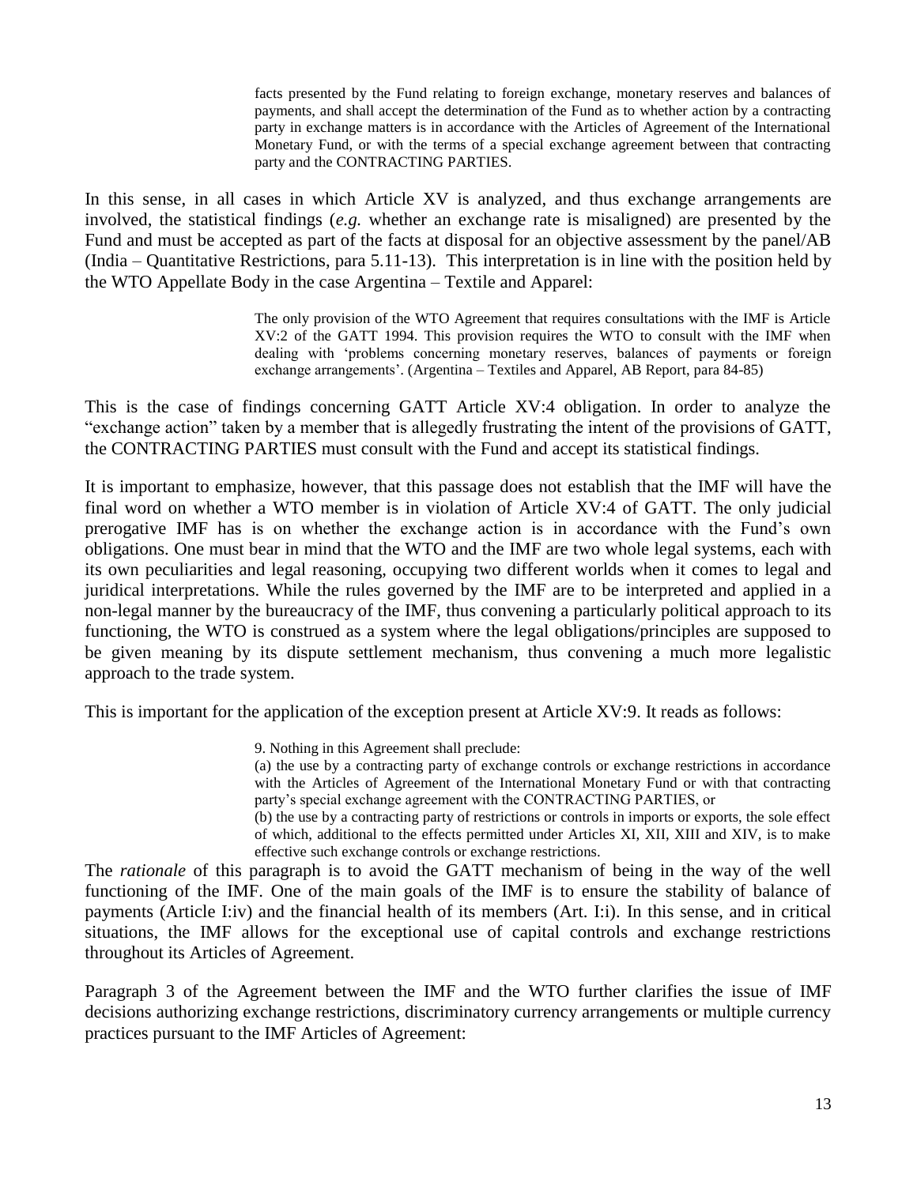> facts presented by the Fund relating to foreign exchange, monetary reserves and balances of payments, and shall accept the determination of the Fund as to whether action by a contracting party in exchange matters is in accordance with the Articles of Agreement of the International Monetary Fund, or with the terms of a special exchange agreement between that contracting party and the CONTRACTING PARTIES.

In this sense, in all cases in which Article XV is analyzed, and thus exchange arrangements are involved, the statistical findings (*e.g.* whether an exchange rate is misaligned) are presented by the Fund and must be accepted as part of the facts at disposal for an objective assessment by the panel/AB (India – Quantitative Restrictions, para 5.11-13). This interpretation is in line with the position held by the WTO Appellate Body in the case Argentina – Textile and Apparel:

> The only provision of the WTO Agreement that requires consultations with the IMF is Article XV:2 of the GATT 1994. This provision requires the WTO to consult with the IMF when dealing with 'problems concerning monetary reserves, balances of payments or foreign exchange arrangements'. (Argentina – Textiles and Apparel, AB Report, para 84-85)

This is the case of findings concerning GATT Article XV:4 obligation. In order to analyze the "exchange action" taken by a member that is allegedly frustrating the intent of the provisions of GATT, the CONTRACTING PARTIES must consult with the Fund and accept its statistical findings.

It is important to emphasize, however, that this passage does not establish that the IMF will have the final word on whether a WTO member is in violation of Article XV:4 of GATT. The only judicial prerogative IMF has is on whether the exchange action is in accordance with the Fund's own obligations. One must bear in mind that the WTO and the IMF are two whole legal systems, each with its own peculiarities and legal reasoning, occupying two different worlds when it comes to legal and juridical interpretations. While the rules governed by the IMF are to be interpreted and applied in a non-legal manner by the bureaucracy of the IMF, thus convening a particularly political approach to its functioning, the WTO is construed as a system where the legal obligations/principles are supposed to be given meaning by its dispute settlement mechanism, thus convening a much more legalistic approach to the trade system.

This is important for the application of the exception present at Article XV:9. It reads as follows:

> 9. Nothing in this Agreement shall preclude:
> (a) the use by a contracting party of exchange controls or exchange restrictions in accordance with the Articles of Agreement of the International Monetary Fund or with that contracting party's special exchange agreement with the CONTRACTING PARTIES, or
> (b) the use by a contracting party of restrictions or controls in imports or exports, the sole effect of which, additional to the effects permitted under Articles XI, XII, XIII and XIV, is to make effective such exchange controls or exchange restrictions.

The *rationale* of this paragraph is to avoid the GATT mechanism of being in the way of the well functioning of the IMF. One of the main goals of the IMF is to ensure the stability of balance of payments (Article I:iv) and the financial health of its members (Art. I:i). In this sense, and in critical situations, the IMF allows for the exceptional use of capital controls and exchange restrictions throughout its Articles of Agreement.

Paragraph 3 of the Agreement between the IMF and the WTO further clarifies the issue of IMF decisions authorizing exchange restrictions, discriminatory currency arrangements or multiple currency practices pursuant to the IMF Articles of Agreement: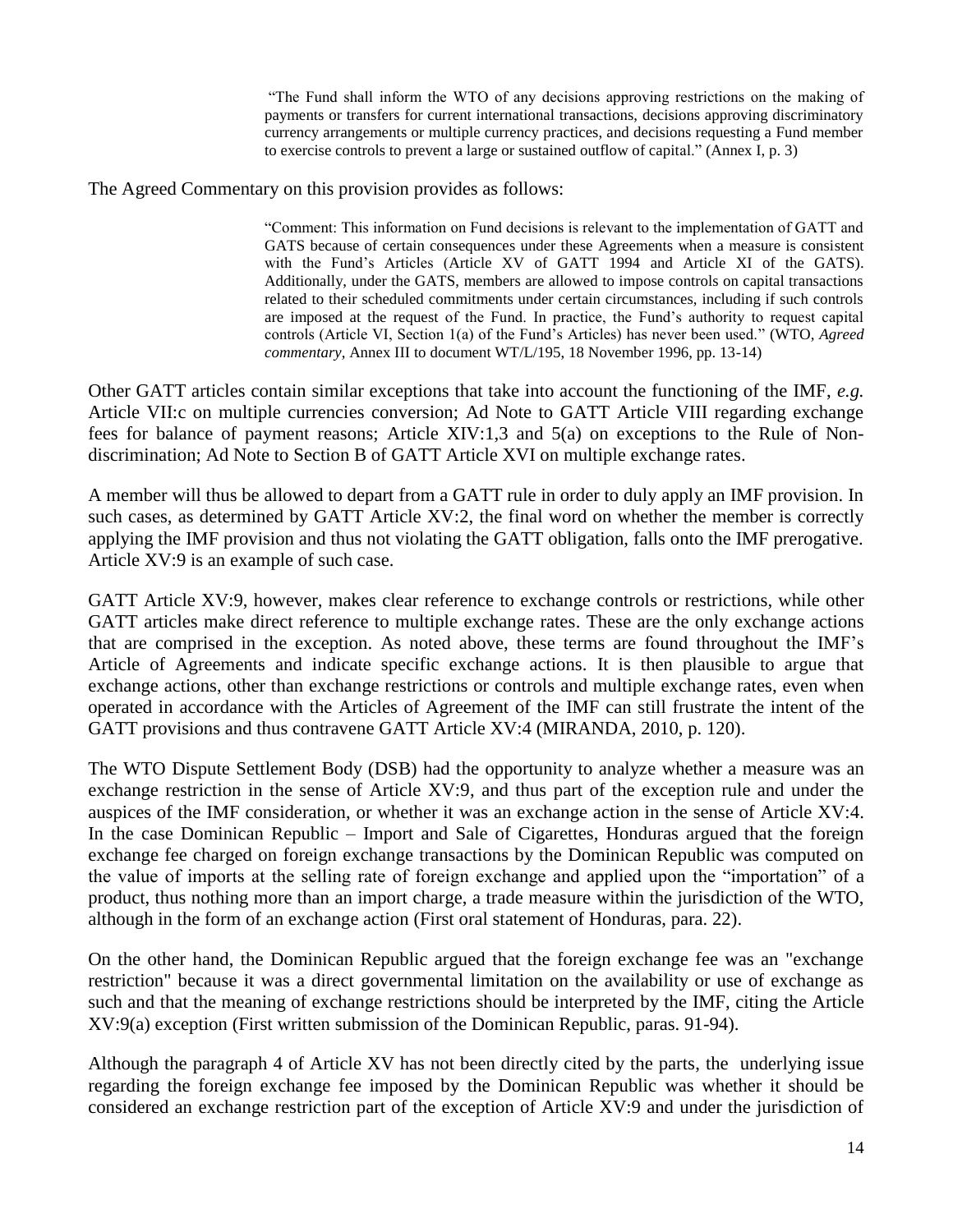> "The Fund shall inform the WTO of any decisions approving restrictions on the making of payments or transfers for current international transactions, decisions approving discriminatory currency arrangements or multiple currency practices, and decisions requesting a Fund member to exercise controls to prevent a large or sustained outflow of capital." (Annex I, p. 3)

The Agreed Commentary on this provision provides as follows:

> "Comment: This information on Fund decisions is relevant to the implementation of GATT and GATS because of certain consequences under these Agreements when a measure is consistent with the Fund's Articles (Article XV of GATT 1994 and Article XI of the GATS). Additionally, under the GATS, members are allowed to impose controls on capital transactions related to their scheduled commitments under certain circumstances, including if such controls are imposed at the request of the Fund. In practice, the Fund's authority to request capital controls (Article VI, Section 1(a) of the Fund's Articles) has never been used." (WTO, *Agreed commentary*, Annex III to document WT/L/195, 18 November 1996, pp. 13-14)

Other GATT articles contain similar exceptions that take into account the functioning of the IMF, *e.g.* Article VII:c on multiple currencies conversion; Ad Note to GATT Article VIII regarding exchange fees for balance of payment reasons; Article XIV:1,3 and 5(a) on exceptions to the Rule of Non-discrimination; Ad Note to Section B of GATT Article XVI on multiple exchange rates.

A member will thus be allowed to depart from a GATT rule in order to duly apply an IMF provision. In such cases, as determined by GATT Article XV:2, the final word on whether the member is correctly applying the IMF provision and thus not violating the GATT obligation, falls onto the IMF prerogative. Article XV:9 is an example of such case.

GATT Article XV:9, however, makes clear reference to exchange controls or restrictions, while other GATT articles make direct reference to multiple exchange rates. These are the only exchange actions that are comprised in the exception. As noted above, these terms are found throughout the IMF's Article of Agreements and indicate specific exchange actions. It is then plausible to argue that exchange actions, other than exchange restrictions or controls and multiple exchange rates, even when operated in accordance with the Articles of Agreement of the IMF can still frustrate the intent of the GATT provisions and thus contravene GATT Article XV:4 (MIRANDA, 2010, p. 120).

The WTO Dispute Settlement Body (DSB) had the opportunity to analyze whether a measure was an exchange restriction in the sense of Article XV:9, and thus part of the exception rule and under the auspices of the IMF consideration, or whether it was an exchange action in the sense of Article XV:4. In the case Dominican Republic – Import and Sale of Cigarettes, Honduras argued that the foreign exchange fee charged on foreign exchange transactions by the Dominican Republic was computed on the value of imports at the selling rate of foreign exchange and applied upon the "importation" of a product, thus nothing more than an import charge, a trade measure within the jurisdiction of the WTO, although in the form of an exchange action (First oral statement of Honduras, para. 22).

On the other hand, the Dominican Republic argued that the foreign exchange fee was an "exchange restriction" because it was a direct governmental limitation on the availability or use of exchange as such and that the meaning of exchange restrictions should be interpreted by the IMF, citing the Article XV:9(a) exception (First written submission of the Dominican Republic, paras. 91-94).

Although the paragraph 4 of Article XV has not been directly cited by the parts, the underlying issue regarding the foreign exchange fee imposed by the Dominican Republic was whether it should be considered an exchange restriction part of the exception of Article XV:9 and under the jurisdiction of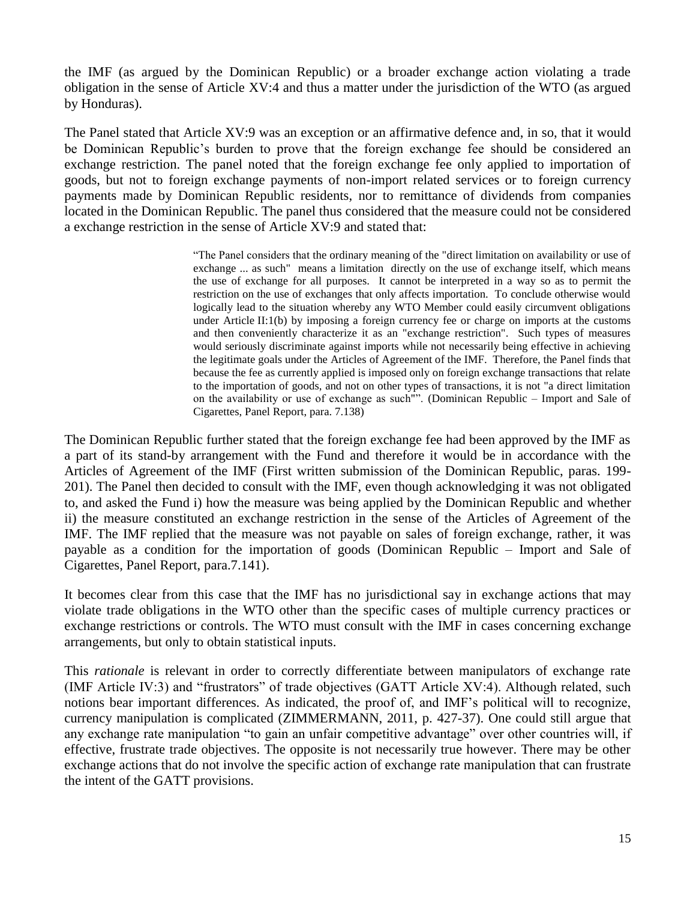the IMF (as argued by the Dominican Republic) or a broader exchange action violating a trade obligation in the sense of Article XV:4 and thus a matter under the jurisdiction of the WTO (as argued by Honduras).

The Panel stated that Article XV:9 was an exception or an affirmative defence and, in so, that it would be Dominican Republic's burden to prove that the foreign exchange fee should be considered an exchange restriction. The panel noted that the foreign exchange fee only applied to importation of goods, but not to foreign exchange payments of non-import related services or to foreign currency payments made by Dominican Republic residents, nor to remittance of dividends from companies located in the Dominican Republic. The panel thus considered that the measure could not be considered a exchange restriction in the sense of Article XV:9 and stated that:

> "The Panel considers that the ordinary meaning of the "direct limitation on availability or use of exchange ... as such" means a limitation directly on the use of exchange itself, which means the use of exchange for all purposes. It cannot be interpreted in a way so as to permit the restriction on the use of exchanges that only affects importation. To conclude otherwise would logically lead to the situation whereby any WTO Member could easily circumvent obligations under Article II:1(b) by imposing a foreign currency fee or charge on imports at the customs and then conveniently characterize it as an "exchange restriction". Such types of measures would seriously discriminate against imports while not necessarily being effective in achieving the legitimate goals under the Articles of Agreement of the IMF. Therefore, the Panel finds that because the fee as currently applied is imposed only on foreign exchange transactions that relate to the importation of goods, and not on other types of transactions, it is not "a direct limitation on the availability or use of exchange as such"". (Dominican Republic – Import and Sale of Cigarettes, Panel Report, para. 7.138)

The Dominican Republic further stated that the foreign exchange fee had been approved by the IMF as a part of its stand-by arrangement with the Fund and therefore it would be in accordance with the Articles of Agreement of the IMF (First written submission of the Dominican Republic, paras. 199-201). The Panel then decided to consult with the IMF, even though acknowledging it was not obligated to, and asked the Fund i) how the measure was being applied by the Dominican Republic and whether ii) the measure constituted an exchange restriction in the sense of the Articles of Agreement of the IMF. The IMF replied that the measure was not payable on sales of foreign exchange, rather, it was payable as a condition for the importation of goods (Dominican Republic – Import and Sale of Cigarettes, Panel Report, para.7.141).

It becomes clear from this case that the IMF has no jurisdictional say in exchange actions that may violate trade obligations in the WTO other than the specific cases of multiple currency practices or exchange restrictions or controls. The WTO must consult with the IMF in cases concerning exchange arrangements, but only to obtain statistical inputs.

This *rationale* is relevant in order to correctly differentiate between manipulators of exchange rate (IMF Article IV:3) and "frustrators" of trade objectives (GATT Article XV:4). Although related, such notions bear important differences. As indicated, the proof of, and IMF's political will to recognize, currency manipulation is complicated (ZIMMERMANN, 2011, p. 427-37). One could still argue that any exchange rate manipulation "to gain an unfair competitive advantage" over other countries will, if effective, frustrate trade objectives. The opposite is not necessarily true however. There may be other exchange actions that do not involve the specific action of exchange rate manipulation that can frustrate the intent of the GATT provisions.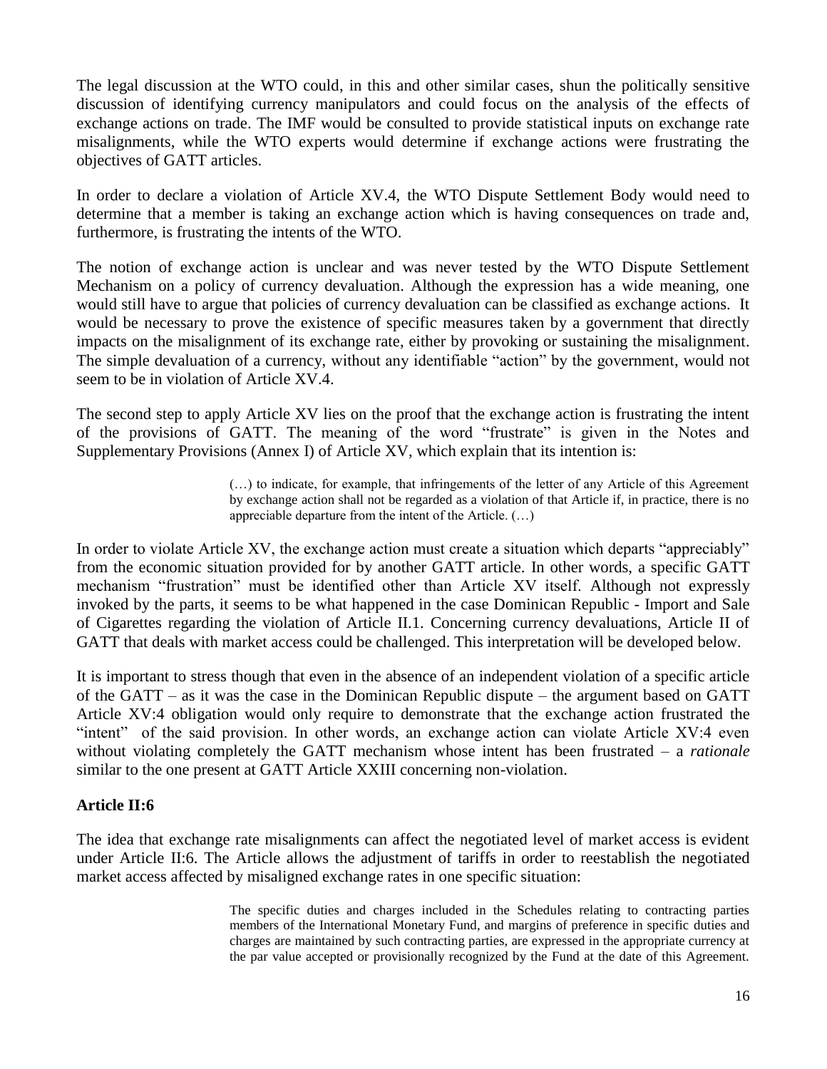The legal discussion at the WTO could, in this and other similar cases, shun the politically sensitive discussion of identifying currency manipulators and could focus on the analysis of the effects of exchange actions on trade. The IMF would be consulted to provide statistical inputs on exchange rate misalignments, while the WTO experts would determine if exchange actions were frustrating the objectives of GATT articles.

In order to declare a violation of Article XV.4, the WTO Dispute Settlement Body would need to determine that a member is taking an exchange action which is having consequences on trade and, furthermore, is frustrating the intents of the WTO.

The notion of exchange action is unclear and was never tested by the WTO Dispute Settlement Mechanism on a policy of currency devaluation. Although the expression has a wide meaning, one would still have to argue that policies of currency devaluation can be classified as exchange actions. It would be necessary to prove the existence of specific measures taken by a government that directly impacts on the misalignment of its exchange rate, either by provoking or sustaining the misalignment. The simple devaluation of a currency, without any identifiable "action" by the government, would not seem to be in violation of Article XV.4.

The second step to apply Article XV lies on the proof that the exchange action is frustrating the intent of the provisions of GATT. The meaning of the word "frustrate" is given in the Notes and Supplementary Provisions (Annex I) of Article XV, which explain that its intention is:

> (…) to indicate, for example, that infringements of the letter of any Article of this Agreement by exchange action shall not be regarded as a violation of that Article if, in practice, there is no appreciable departure from the intent of the Article. (…)

In order to violate Article XV, the exchange action must create a situation which departs "appreciably" from the economic situation provided for by another GATT article. In other words, a specific GATT mechanism "frustration" must be identified other than Article XV itself. Although not expressly invoked by the parts, it seems to be what happened in the case Dominican Republic - Import and Sale of Cigarettes regarding the violation of Article II.1. Concerning currency devaluations, Article II of GATT that deals with market access could be challenged. This interpretation will be developed below.

It is important to stress though that even in the absence of an independent violation of a specific article of the GATT – as it was the case in the Dominican Republic dispute – the argument based on GATT Article XV:4 obligation would only require to demonstrate that the exchange action frustrated the "intent" of the said provision. In other words, an exchange action can violate Article XV:4 even without violating completely the GATT mechanism whose intent has been frustrated – a *rationale* similar to the one present at GATT Article XXIII concerning non-violation.

**Article II:6**

The idea that exchange rate misalignments can affect the negotiated level of market access is evident under Article II:6. The Article allows the adjustment of tariffs in order to reestablish the negotiated market access affected by misaligned exchange rates in one specific situation:

> The specific duties and charges included in the Schedules relating to contracting parties members of the International Monetary Fund, and margins of preference in specific duties and charges are maintained by such contracting parties, are expressed in the appropriate currency at the par value accepted or provisionally recognized by the Fund at the date of this Agreement.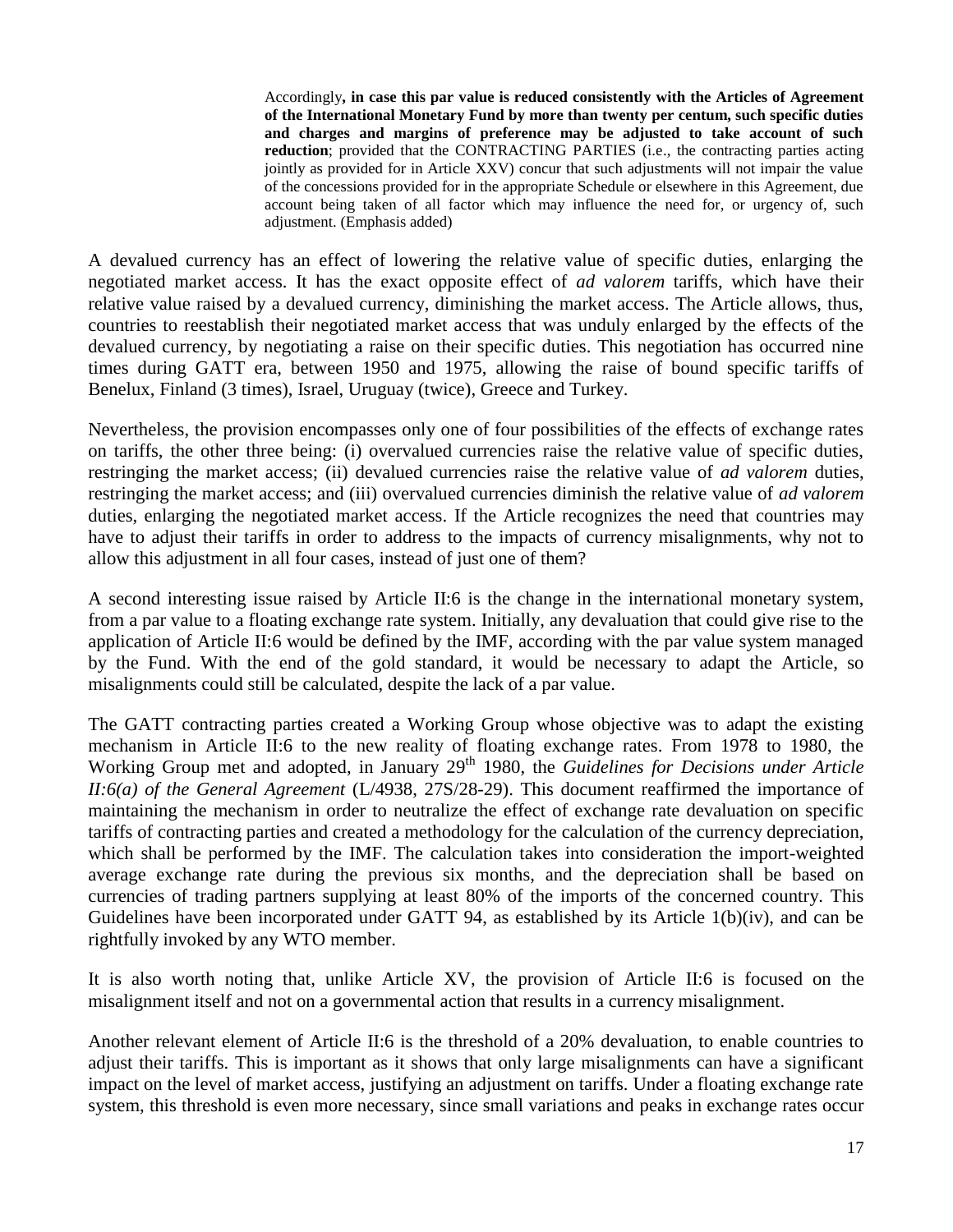> Accordingly**, in case this par value is reduced consistently with the Articles of Agreement of the International Monetary Fund by more than twenty per centum, such specific duties and charges and margins of preference may be adjusted to take account of such reduction**; provided that the CONTRACTING PARTIES (i.e., the contracting parties acting jointly as provided for in Article XXV) concur that such adjustments will not impair the value of the concessions provided for in the appropriate Schedule or elsewhere in this Agreement, due account being taken of all factor which may influence the need for, or urgency of, such adjustment. (Emphasis added)

A devalued currency has an effect of lowering the relative value of specific duties, enlarging the negotiated market access. It has the exact opposite effect of *ad valorem* tariffs, which have their relative value raised by a devalued currency, diminishing the market access. The Article allows, thus, countries to reestablish their negotiated market access that was unduly enlarged by the effects of the devalued currency, by negotiating a raise on their specific duties. This negotiation has occurred nine times during GATT era, between 1950 and 1975, allowing the raise of bound specific tariffs of Benelux, Finland (3 times), Israel, Uruguay (twice), Greece and Turkey.

Nevertheless, the provision encompasses only one of four possibilities of the effects of exchange rates on tariffs, the other three being: (i) overvalued currencies raise the relative value of specific duties, restringing the market access; (ii) devalued currencies raise the relative value of *ad valorem* duties, restringing the market access; and (iii) overvalued currencies diminish the relative value of *ad valorem* duties, enlarging the negotiated market access. If the Article recognizes the need that countries may have to adjust their tariffs in order to address to the impacts of currency misalignments, why not to allow this adjustment in all four cases, instead of just one of them?

A second interesting issue raised by Article II:6 is the change in the international monetary system, from a par value to a floating exchange rate system. Initially, any devaluation that could give rise to the application of Article II:6 would be defined by the IMF, according with the par value system managed by the Fund. With the end of the gold standard, it would be necessary to adapt the Article, so misalignments could still be calculated, despite the lack of a par value.

The GATT contracting parties created a Working Group whose objective was to adapt the existing mechanism in Article II:6 to the new reality of floating exchange rates. From 1978 to 1980, the Working Group met and adopted, in January 29th 1980, the *Guidelines for Decisions under Article II:6(a) of the General Agreement* (L/4938, 27S/28-29). This document reaffirmed the importance of maintaining the mechanism in order to neutralize the effect of exchange rate devaluation on specific tariffs of contracting parties and created a methodology for the calculation of the currency depreciation, which shall be performed by the IMF. The calculation takes into consideration the import-weighted average exchange rate during the previous six months, and the depreciation shall be based on currencies of trading partners supplying at least 80% of the imports of the concerned country. This Guidelines have been incorporated under GATT 94, as established by its Article 1(b)(iv), and can be rightfully invoked by any WTO member.

It is also worth noting that, unlike Article XV, the provision of Article II:6 is focused on the misalignment itself and not on a governmental action that results in a currency misalignment.

Another relevant element of Article II:6 is the threshold of a 20% devaluation, to enable countries to adjust their tariffs. This is important as it shows that only large misalignments can have a significant impact on the level of market access, justifying an adjustment on tariffs. Under a floating exchange rate system, this threshold is even more necessary, since small variations and peaks in exchange rates occur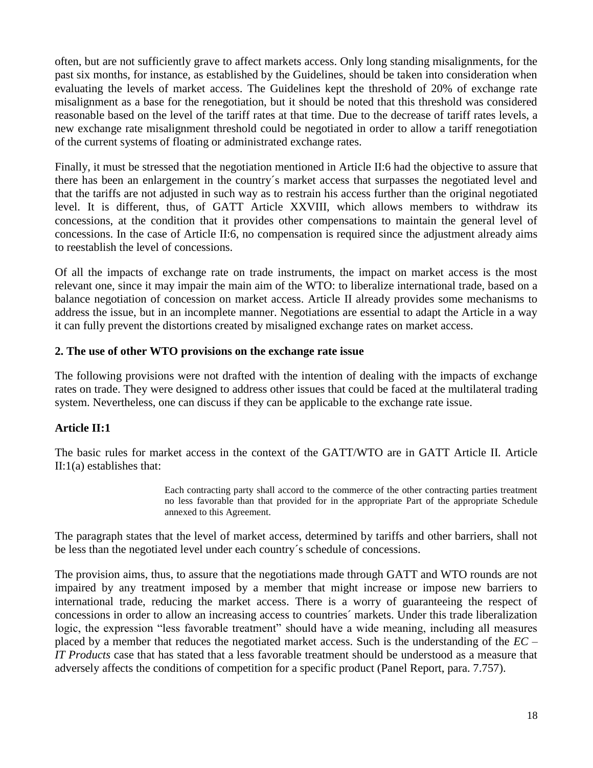often, but are not sufficiently grave to affect markets access. Only long standing misalignments, for the past six months, for instance, as established by the Guidelines, should be taken into consideration when evaluating the levels of market access. The Guidelines kept the threshold of 20% of exchange rate misalignment as a base for the renegotiation, but it should be noted that this threshold was considered reasonable based on the level of the tariff rates at that time. Due to the decrease of tariff rates levels, a new exchange rate misalignment threshold could be negotiated in order to allow a tariff renegotiation of the current systems of floating or administrated exchange rates.

Finally, it must be stressed that the negotiation mentioned in Article II:6 had the objective to assure that there has been an enlargement in the country´s market access that surpasses the negotiated level and that the tariffs are not adjusted in such way as to restrain his access further than the original negotiated level. It is different, thus, of GATT Article XXVIII, which allows members to withdraw its concessions, at the condition that it provides other compensations to maintain the general level of concessions. In the case of Article II:6, no compensation is required since the adjustment already aims to reestablish the level of concessions.

Of all the impacts of exchange rate on trade instruments, the impact on market access is the most relevant one, since it may impair the main aim of the WTO: to liberalize international trade, based on a balance negotiation of concession on market access. Article II already provides some mechanisms to address the issue, but in an incomplete manner. Negotiations are essential to adapt the Article in a way it can fully prevent the distortions created by misaligned exchange rates on market access.

## 2. The use of other WTO provisions on the exchange rate issue

The following provisions were not drafted with the intention of dealing with the impacts of exchange rates on trade. They were designed to address other issues that could be faced at the multilateral trading system. Nevertheless, one can discuss if they can be applicable to the exchange rate issue.

### Article II:1

The basic rules for market access in the context of the GATT/WTO are in GATT Article II. Article II:1(a) establishes that:

> Each contracting party shall accord to the commerce of the other contracting parties treatment no less favorable than that provided for in the appropriate Part of the appropriate Schedule annexed to this Agreement.

The paragraph states that the level of market access, determined by tariffs and other barriers, shall not be less than the negotiated level under each country´s schedule of concessions.

The provision aims, thus, to assure that the negotiations made through GATT and WTO rounds are not impaired by any treatment imposed by a member that might increase or impose new barriers to international trade, reducing the market access. There is a worry of guaranteeing the respect of concessions in order to allow an increasing access to countries´ markets. Under this trade liberalization logic, the expression "less favorable treatment" should have a wide meaning, including all measures placed by a member that reduces the negotiated market access. Such is the understanding of the *EC – IT Products* case that has stated that a less favorable treatment should be understood as a measure that adversely affects the conditions of competition for a specific product (Panel Report, para. 7.757).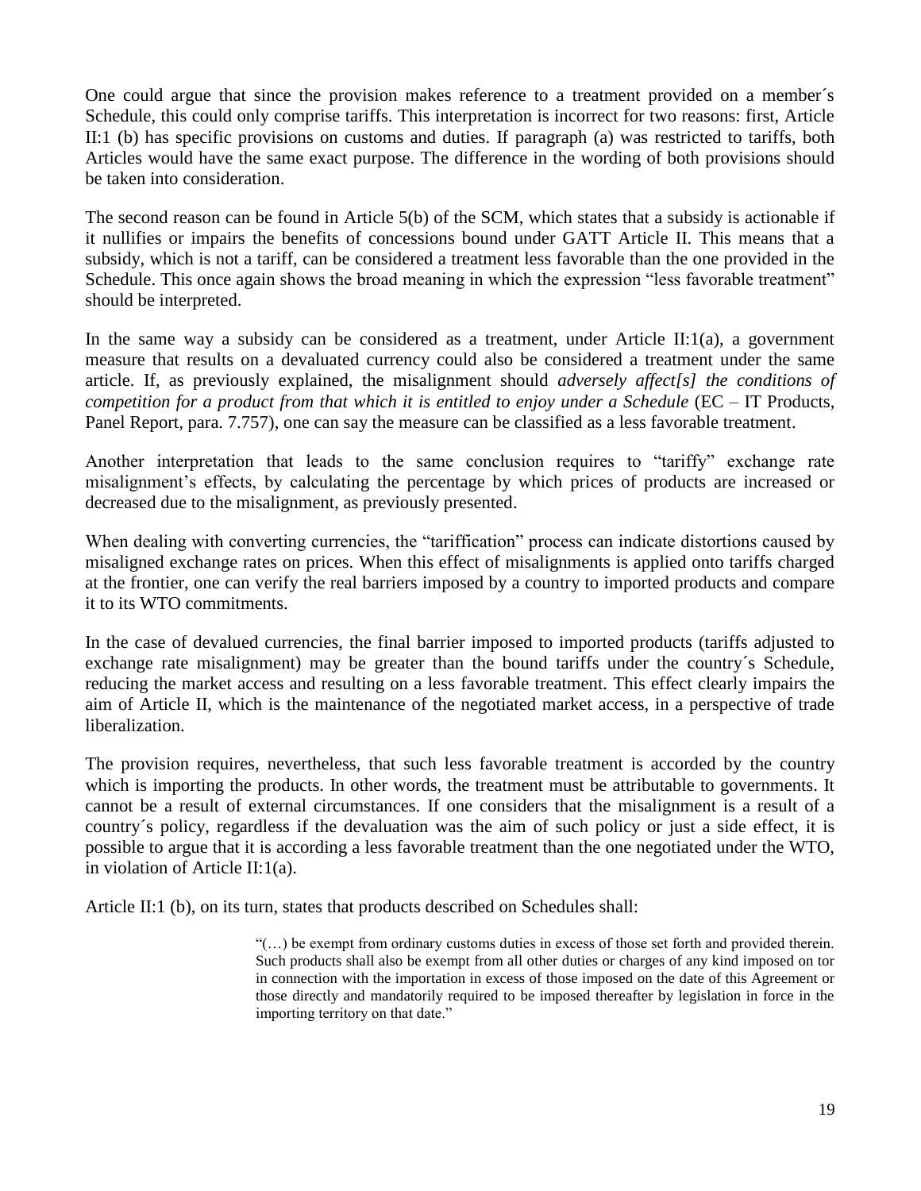One could argue that since the provision makes reference to a treatment provided on a member´s Schedule, this could only comprise tariffs. This interpretation is incorrect for two reasons: first, Article II:1 (b) has specific provisions on customs and duties. If paragraph (a) was restricted to tariffs, both Articles would have the same exact purpose. The difference in the wording of both provisions should be taken into consideration.

The second reason can be found in Article 5(b) of the SCM, which states that a subsidy is actionable if it nullifies or impairs the benefits of concessions bound under GATT Article II. This means that a subsidy, which is not a tariff, can be considered a treatment less favorable than the one provided in the Schedule. This once again shows the broad meaning in which the expression "less favorable treatment" should be interpreted.

In the same way a subsidy can be considered as a treatment, under Article II:1(a), a government measure that results on a devaluated currency could also be considered a treatment under the same article. If, as previously explained, the misalignment should *adversely affect[s] the conditions of competition for a product from that which it is entitled to enjoy under a Schedule* (EC – IT Products, Panel Report, para. 7.757), one can say the measure can be classified as a less favorable treatment.

Another interpretation that leads to the same conclusion requires to "tariffy" exchange rate misalignment's effects, by calculating the percentage by which prices of products are increased or decreased due to the misalignment, as previously presented.

When dealing with converting currencies, the "tariffication" process can indicate distortions caused by misaligned exchange rates on prices. When this effect of misalignments is applied onto tariffs charged at the frontier, one can verify the real barriers imposed by a country to imported products and compare it to its WTO commitments.

In the case of devalued currencies, the final barrier imposed to imported products (tariffs adjusted to exchange rate misalignment) may be greater than the bound tariffs under the country´s Schedule, reducing the market access and resulting on a less favorable treatment. This effect clearly impairs the aim of Article II, which is the maintenance of the negotiated market access, in a perspective of trade liberalization.

The provision requires, nevertheless, that such less favorable treatment is accorded by the country which is importing the products. In other words, the treatment must be attributable to governments. It cannot be a result of external circumstances. If one considers that the misalignment is a result of a country´s policy, regardless if the devaluation was the aim of such policy or just a side effect, it is possible to argue that it is according a less favorable treatment than the one negotiated under the WTO, in violation of Article II:1(a).

Article II:1 (b), on its turn, states that products described on Schedules shall:

> "(…) be exempt from ordinary customs duties in excess of those set forth and provided therein. Such products shall also be exempt from all other duties or charges of any kind imposed on tor in connection with the importation in excess of those imposed on the date of this Agreement or those directly and mandatorily required to be imposed thereafter by legislation in force in the importing territory on that date."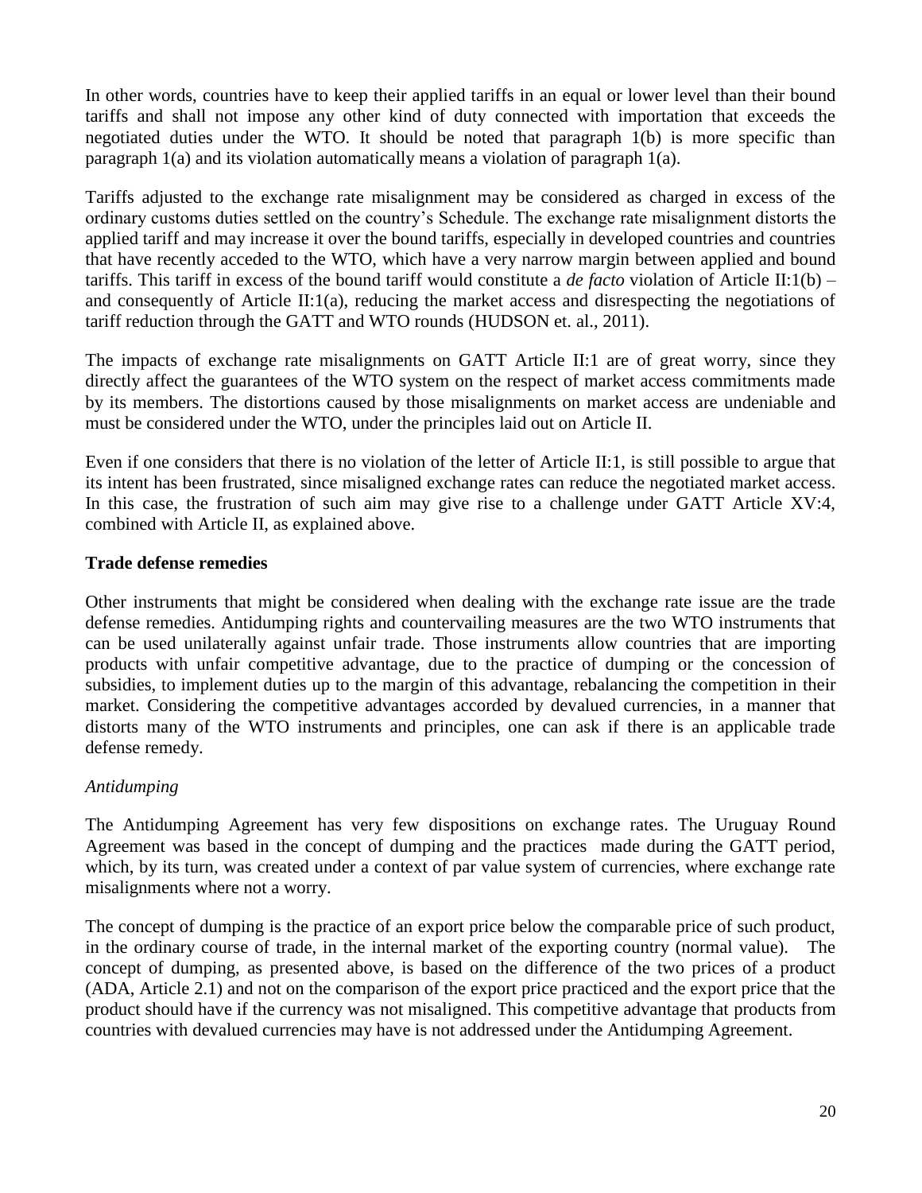In other words, countries have to keep their applied tariffs in an equal or lower level than their bound tariffs and shall not impose any other kind of duty connected with importation that exceeds the negotiated duties under the WTO. It should be noted that paragraph 1(b) is more specific than paragraph 1(a) and its violation automatically means a violation of paragraph 1(a).

Tariffs adjusted to the exchange rate misalignment may be considered as charged in excess of the ordinary customs duties settled on the country's Schedule. The exchange rate misalignment distorts the applied tariff and may increase it over the bound tariffs, especially in developed countries and countries that have recently acceded to the WTO, which have a very narrow margin between applied and bound tariffs. This tariff in excess of the bound tariff would constitute a *de facto* violation of Article II:1(b) – and consequently of Article II:1(a), reducing the market access and disrespecting the negotiations of tariff reduction through the GATT and WTO rounds (HUDSON et. al., 2011).

The impacts of exchange rate misalignments on GATT Article II:1 are of great worry, since they directly affect the guarantees of the WTO system on the respect of market access commitments made by its members. The distortions caused by those misalignments on market access are undeniable and must be considered under the WTO, under the principles laid out on Article II.

Even if one considers that there is no violation of the letter of Article II:1, is still possible to argue that its intent has been frustrated, since misaligned exchange rates can reduce the negotiated market access. In this case, the frustration of such aim may give rise to a challenge under GATT Article XV:4, combined with Article II, as explained above.

**Trade defense remedies**

Other instruments that might be considered when dealing with the exchange rate issue are the trade defense remedies. Antidumping rights and countervailing measures are the two WTO instruments that can be used unilaterally against unfair trade. Those instruments allow countries that are importing products with unfair competitive advantage, due to the practice of dumping or the concession of subsidies, to implement duties up to the margin of this advantage, rebalancing the competition in their market. Considering the competitive advantages accorded by devalued currencies, in a manner that distorts many of the WTO instruments and principles, one can ask if there is an applicable trade defense remedy.

*Antidumping*

The Antidumping Agreement has very few dispositions on exchange rates. The Uruguay Round Agreement was based in the concept of dumping and the practices made during the GATT period, which, by its turn, was created under a context of par value system of currencies, where exchange rate misalignments where not a worry.

The concept of dumping is the practice of an export price below the comparable price of such product, in the ordinary course of trade, in the internal market of the exporting country (normal value). The concept of dumping, as presented above, is based on the difference of the two prices of a product (ADA, Article 2.1) and not on the comparison of the export price practiced and the export price that the product should have if the currency was not misaligned. This competitive advantage that products from countries with devalued currencies may have is not addressed under the Antidumping Agreement.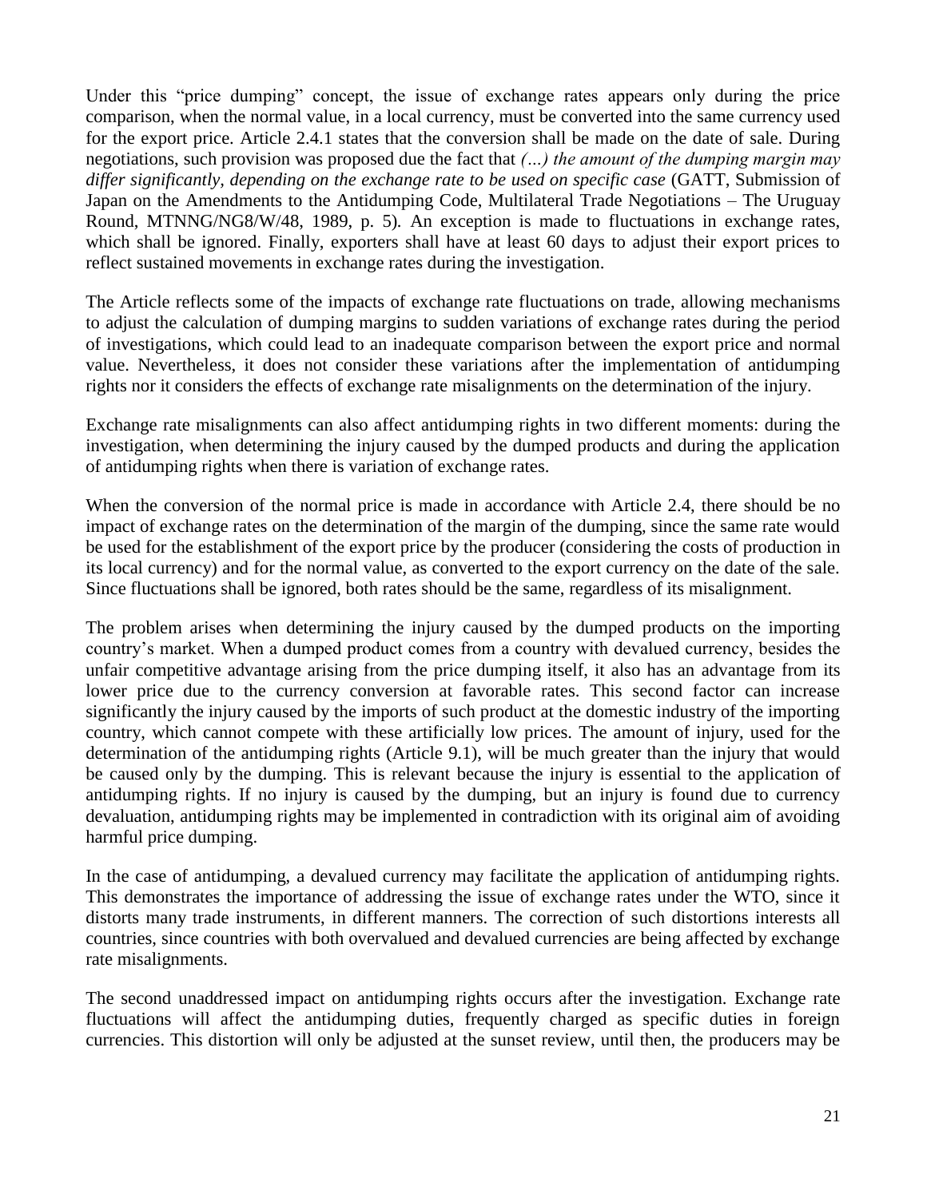Under this "price dumping" concept, the issue of exchange rates appears only during the price comparison, when the normal value, in a local currency, must be converted into the same currency used for the export price. Article 2.4.1 states that the conversion shall be made on the date of sale. During negotiations, such provision was proposed due the fact that *(...) the amount of the dumping margin may differ significantly, depending on the exchange rate to be used on specific case* (GATT, Submission of Japan on the Amendments to the Antidumping Code, Multilateral Trade Negotiations – The Uruguay Round, MTNNG/NG8/W/48, 1989, p. 5). An exception is made to fluctuations in exchange rates, which shall be ignored. Finally, exporters shall have at least 60 days to adjust their export prices to reflect sustained movements in exchange rates during the investigation.

The Article reflects some of the impacts of exchange rate fluctuations on trade, allowing mechanisms to adjust the calculation of dumping margins to sudden variations of exchange rates during the period of investigations, which could lead to an inadequate comparison between the export price and normal value. Nevertheless, it does not consider these variations after the implementation of antidumping rights nor it considers the effects of exchange rate misalignments on the determination of the injury.

Exchange rate misalignments can also affect antidumping rights in two different moments: during the investigation, when determining the injury caused by the dumped products and during the application of antidumping rights when there is variation of exchange rates.

When the conversion of the normal price is made in accordance with Article 2.4, there should be no impact of exchange rates on the determination of the margin of the dumping, since the same rate would be used for the establishment of the export price by the producer (considering the costs of production in its local currency) and for the normal value, as converted to the export currency on the date of the sale. Since fluctuations shall be ignored, both rates should be the same, regardless of its misalignment.

The problem arises when determining the injury caused by the dumped products on the importing country's market. When a dumped product comes from a country with devalued currency, besides the unfair competitive advantage arising from the price dumping itself, it also has an advantage from its lower price due to the currency conversion at favorable rates. This second factor can increase significantly the injury caused by the imports of such product at the domestic industry of the importing country, which cannot compete with these artificially low prices. The amount of injury, used for the determination of the antidumping rights (Article 9.1), will be much greater than the injury that would be caused only by the dumping. This is relevant because the injury is essential to the application of antidumping rights. If no injury is caused by the dumping, but an injury is found due to currency devaluation, antidumping rights may be implemented in contradiction with its original aim of avoiding harmful price dumping.

In the case of antidumping, a devalued currency may facilitate the application of antidumping rights. This demonstrates the importance of addressing the issue of exchange rates under the WTO, since it distorts many trade instruments, in different manners. The correction of such distortions interests all countries, since countries with both overvalued and devalued currencies are being affected by exchange rate misalignments.

The second unaddressed impact on antidumping rights occurs after the investigation. Exchange rate fluctuations will affect the antidumping duties, frequently charged as specific duties in foreign currencies. This distortion will only be adjusted at the sunset review, until then, the producers may be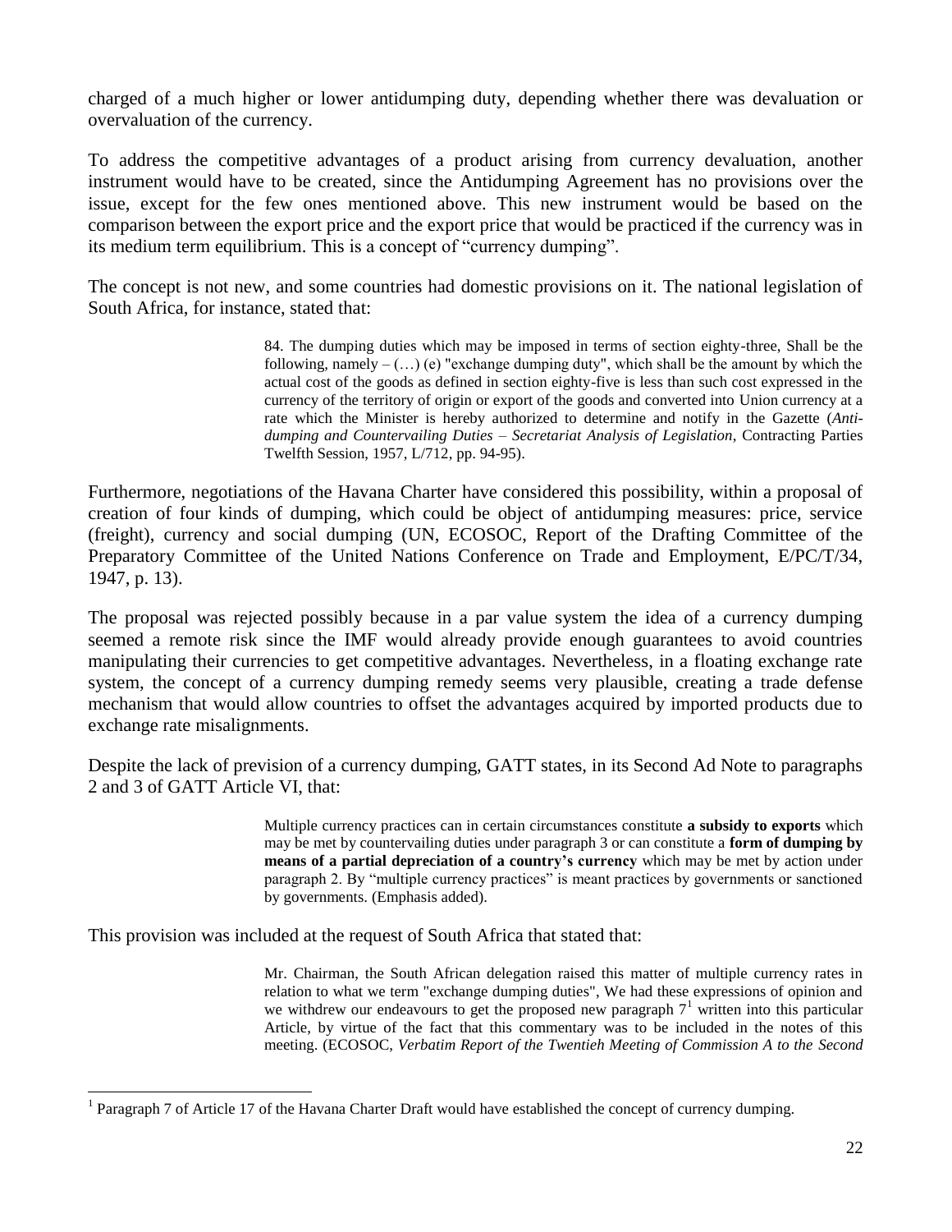charged of a much higher or lower antidumping duty, depending whether there was devaluation or overvaluation of the currency.

To address the competitive advantages of a product arising from currency devaluation, another instrument would have to be created, since the Antidumping Agreement has no provisions over the issue, except for the few ones mentioned above. This new instrument would be based on the comparison between the export price and the export price that would be practiced if the currency was in its medium term equilibrium. This is a concept of "currency dumping".

The concept is not new, and some countries had domestic provisions on it. The national legislation of South Africa, for instance, stated that:

> 84. The dumping duties which may be imposed in terms of section eighty-three, Shall be the following, namely – (…) (e) "exchange dumping duty", which shall be the amount by which the actual cost of the goods as defined in section eighty-five is less than such cost expressed in the currency of the territory of origin or export of the goods and converted into Union currency at a rate which the Minister is hereby authorized to determine and notify in the Gazette (*Anti-dumping and Countervailing Duties – Secretariat Analysis of Legislation*, Contracting Parties Twelfth Session, 1957, L/712, pp. 94-95).

Furthermore, negotiations of the Havana Charter have considered this possibility, within a proposal of creation of four kinds of dumping, which could be object of antidumping measures: price, service (freight), currency and social dumping (UN, ECOSOC, Report of the Drafting Committee of the Preparatory Committee of the United Nations Conference on Trade and Employment, E/PC/T/34, 1947, p. 13).

The proposal was rejected possibly because in a par value system the idea of a currency dumping seemed a remote risk since the IMF would already provide enough guarantees to avoid countries manipulating their currencies to get competitive advantages. Nevertheless, in a floating exchange rate system, the concept of a currency dumping remedy seems very plausible, creating a trade defense mechanism that would allow countries to offset the advantages acquired by imported products due to exchange rate misalignments.

Despite the lack of prevision of a currency dumping, GATT states, in its Second Ad Note to paragraphs 2 and 3 of GATT Article VI, that:

> Multiple currency practices can in certain circumstances constitute **a subsidy to exports** which may be met by countervailing duties under paragraph 3 or can constitute a **form of dumping by means of a partial depreciation of a country's currency** which may be met by action under paragraph 2. By "multiple currency practices" is meant practices by governments or sanctioned by governments. (Emphasis added).

This provision was included at the request of South Africa that stated that:

> Mr. Chairman, the South African delegation raised this matter of multiple currency rates in relation to what we term "exchange dumping duties", We had these expressions of opinion and we withdrew our endeavours to get the proposed new paragraph 7[1] written into this particular Article, by virtue of the fact that this commentary was to be included in the notes of this meeting. (ECOSOC, *Verbatim Report of the Twentieh Meeting of Commission A to the Second*

[1] Paragraph 7 of Article 17 of the Havana Charter Draft would have established the concept of currency dumping.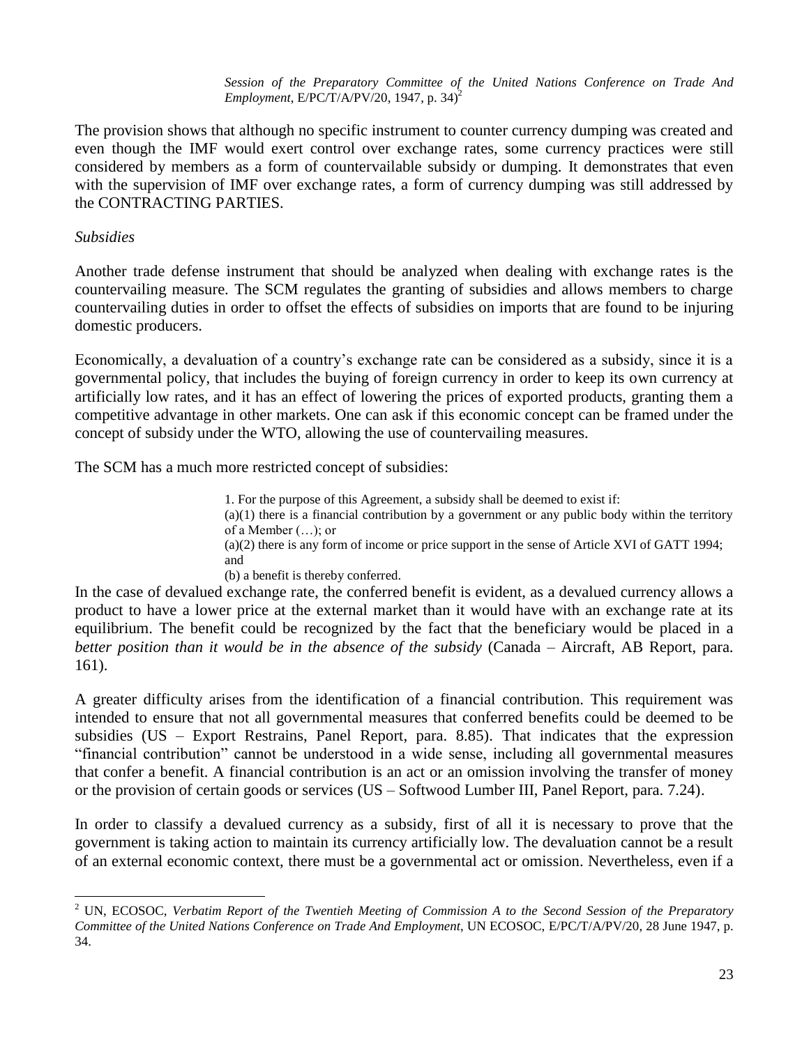> *Session of the Preparatory Committee of the United Nations Conference on Trade And Employment*, E/PC/T/A/PV/20, 1947, p. 34)[2]

The provision shows that although no specific instrument to counter currency dumping was created and even though the IMF would exert control over exchange rates, some currency practices were still considered by members as a form of countervailable subsidy or dumping. It demonstrates that even with the supervision of IMF over exchange rates, a form of currency dumping was still addressed by the CONTRACTING PARTIES.

*Subsidies*

Another trade defense instrument that should be analyzed when dealing with exchange rates is the countervailing measure. The SCM regulates the granting of subsidies and allows members to charge countervailing duties in order to offset the effects of subsidies on imports that are found to be injuring domestic producers.

Economically, a devaluation of a country's exchange rate can be considered as a subsidy, since it is a governmental policy, that includes the buying of foreign currency in order to keep its own currency at artificially low rates, and it has an effect of lowering the prices of exported products, granting them a competitive advantage in other markets. One can ask if this economic concept can be framed under the concept of subsidy under the WTO, allowing the use of countervailing measures.

The SCM has a much more restricted concept of subsidies:

> 1. For the purpose of this Agreement, a subsidy shall be deemed to exist if:
> (a)(1) there is a financial contribution by a government or any public body within the territory of a Member (…); or
> (a)(2) there is any form of income or price support in the sense of Article XVI of GATT 1994; and
> (b) a benefit is thereby conferred.

In the case of devalued exchange rate, the conferred benefit is evident, as a devalued currency allows a product to have a lower price at the external market than it would have with an exchange rate at its equilibrium. The benefit could be recognized by the fact that the beneficiary would be placed in a *better position than it would be in the absence of the subsidy* (Canada – Aircraft, AB Report, para. 161).

A greater difficulty arises from the identification of a financial contribution. This requirement was intended to ensure that not all governmental measures that conferred benefits could be deemed to be subsidies (US – Export Restrains, Panel Report, para. 8.85). That indicates that the expression "financial contribution" cannot be understood in a wide sense, including all governmental measures that confer a benefit. A financial contribution is an act or an omission involving the transfer of money or the provision of certain goods or services (US – Softwood Lumber III, Panel Report, para. 7.24).

In order to classify a devalued currency as a subsidy, first of all it is necessary to prove that the government is taking action to maintain its currency artificially low. The devaluation cannot be a result of an external economic context, there must be a governmental act or omission. Nevertheless, even if a

---

[2] UN, ECOSOC, *Verbatim Report of the Twentieh Meeting of Commission A to the Second Session of the Preparatory Committee of the United Nations Conference on Trade And Employment*, UN ECOSOC, E/PC/T/A/PV/20, 28 June 1947, p. 34.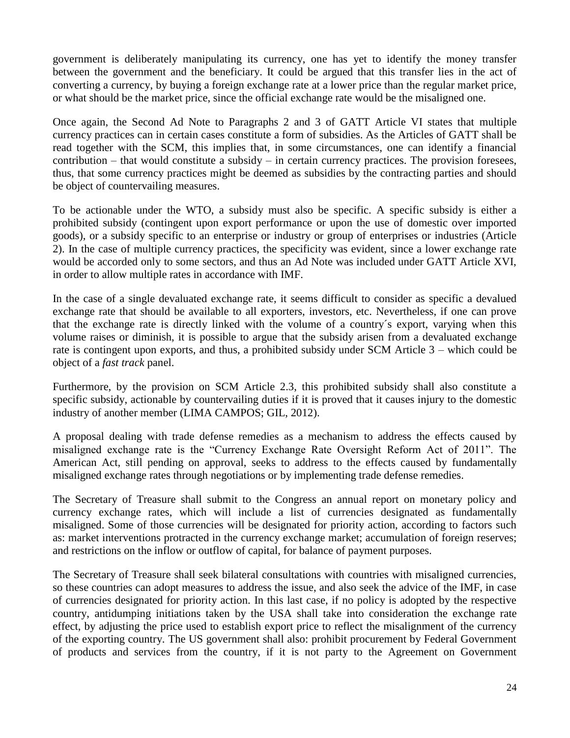government is deliberately manipulating its currency, one has yet to identify the money transfer between the government and the beneficiary. It could be argued that this transfer lies in the act of converting a currency, by buying a foreign exchange rate at a lower price than the regular market price, or what should be the market price, since the official exchange rate would be the misaligned one.

Once again, the Second Ad Note to Paragraphs 2 and 3 of GATT Article VI states that multiple currency practices can in certain cases constitute a form of subsidies. As the Articles of GATT shall be read together with the SCM, this implies that, in some circumstances, one can identify a financial contribution – that would constitute a subsidy – in certain currency practices. The provision foresees, thus, that some currency practices might be deemed as subsidies by the contracting parties and should be object of countervailing measures.

To be actionable under the WTO, a subsidy must also be specific. A specific subsidy is either a prohibited subsidy (contingent upon export performance or upon the use of domestic over imported goods), or a subsidy specific to an enterprise or industry or group of enterprises or industries (Article 2). In the case of multiple currency practices, the specificity was evident, since a lower exchange rate would be accorded only to some sectors, and thus an Ad Note was included under GATT Article XVI, in order to allow multiple rates in accordance with IMF.

In the case of a single devaluated exchange rate, it seems difficult to consider as specific a devalued exchange rate that should be available to all exporters, investors, etc. Nevertheless, if one can prove that the exchange rate is directly linked with the volume of a country´s export, varying when this volume raises or diminish, it is possible to argue that the subsidy arisen from a devaluated exchange rate is contingent upon exports, and thus, a prohibited subsidy under SCM Article 3 – which could be object of a *fast track* panel.

Furthermore, by the provision on SCM Article 2.3, this prohibited subsidy shall also constitute a specific subsidy, actionable by countervailing duties if it is proved that it causes injury to the domestic industry of another member (LIMA CAMPOS; GIL, 2012).

A proposal dealing with trade defense remedies as a mechanism to address the effects caused by misaligned exchange rate is the "Currency Exchange Rate Oversight Reform Act of 2011". The American Act, still pending on approval, seeks to address to the effects caused by fundamentally misaligned exchange rates through negotiations or by implementing trade defense remedies.

The Secretary of Treasure shall submit to the Congress an annual report on monetary policy and currency exchange rates, which will include a list of currencies designated as fundamentally misaligned. Some of those currencies will be designated for priority action, according to factors such as: market interventions protracted in the currency exchange market; accumulation of foreign reserves; and restrictions on the inflow or outflow of capital, for balance of payment purposes.

The Secretary of Treasure shall seek bilateral consultations with countries with misaligned currencies, so these countries can adopt measures to address the issue, and also seek the advice of the IMF, in case of currencies designated for priority action. In this last case, if no policy is adopted by the respective country, antidumping initiations taken by the USA shall take into consideration the exchange rate effect, by adjusting the price used to establish export price to reflect the misalignment of the currency of the exporting country. The US government shall also: prohibit procurement by Federal Government of products and services from the country, if it is not party to the Agreement on Government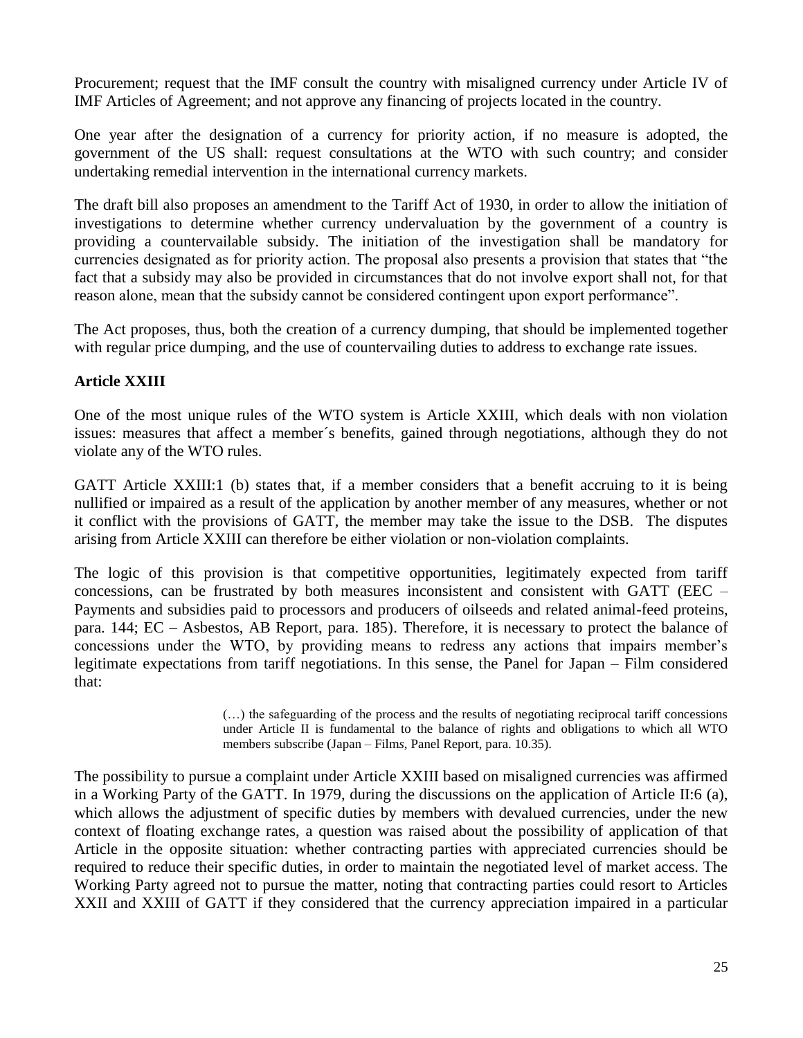Procurement; request that the IMF consult the country with misaligned currency under Article IV of IMF Articles of Agreement; and not approve any financing of projects located in the country.

One year after the designation of a currency for priority action, if no measure is adopted, the government of the US shall: request consultations at the WTO with such country; and consider undertaking remedial intervention in the international currency markets.

The draft bill also proposes an amendment to the Tariff Act of 1930, in order to allow the initiation of investigations to determine whether currency undervaluation by the government of a country is providing a countervailable subsidy. The initiation of the investigation shall be mandatory for currencies designated as for priority action. The proposal also presents a provision that states that "the fact that a subsidy may also be provided in circumstances that do not involve export shall not, for that reason alone, mean that the subsidy cannot be considered contingent upon export performance".

The Act proposes, thus, both the creation of a currency dumping, that should be implemented together with regular price dumping, and the use of countervailing duties to address to exchange rate issues.

**Article XXIII**

One of the most unique rules of the WTO system is Article XXIII, which deals with non violation issues: measures that affect a member´s benefits, gained through negotiations, although they do not violate any of the WTO rules.

GATT Article XXIII:1 (b) states that, if a member considers that a benefit accruing to it is being nullified or impaired as a result of the application by another member of any measures, whether or not it conflict with the provisions of GATT, the member may take the issue to the DSB. The disputes arising from Article XXIII can therefore be either violation or non-violation complaints.

The logic of this provision is that competitive opportunities, legitimately expected from tariff concessions, can be frustrated by both measures inconsistent and consistent with GATT (EEC – Payments and subsidies paid to processors and producers of oilseeds and related animal-feed proteins, para. 144; EC – Asbestos, AB Report, para. 185). Therefore, it is necessary to protect the balance of concessions under the WTO, by providing means to redress any actions that impairs member's legitimate expectations from tariff negotiations. In this sense, the Panel for Japan – Film considered that:

> (…) the safeguarding of the process and the results of negotiating reciprocal tariff concessions under Article II is fundamental to the balance of rights and obligations to which all WTO members subscribe (Japan – Films, Panel Report, para. 10.35).

The possibility to pursue a complaint under Article XXIII based on misaligned currencies was affirmed in a Working Party of the GATT. In 1979, during the discussions on the application of Article II:6 (a), which allows the adjustment of specific duties by members with devalued currencies, under the new context of floating exchange rates, a question was raised about the possibility of application of that Article in the opposite situation: whether contracting parties with appreciated currencies should be required to reduce their specific duties, in order to maintain the negotiated level of market access. The Working Party agreed not to pursue the matter, noting that contracting parties could resort to Articles XXII and XXIII of GATT if they considered that the currency appreciation impaired in a particular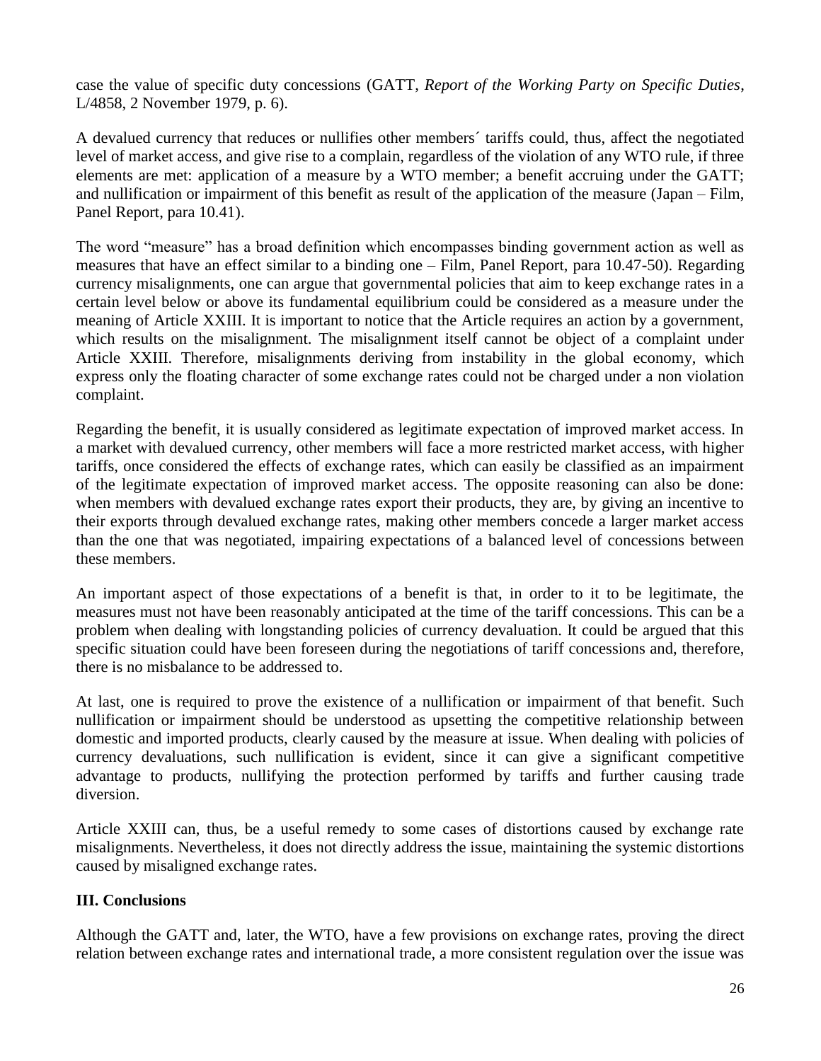case the value of specific duty concessions (GATT, *Report of the Working Party on Specific Duties*, L/4858, 2 November 1979, p. 6).

A devalued currency that reduces or nullifies other members´ tariffs could, thus, affect the negotiated level of market access, and give rise to a complain, regardless of the violation of any WTO rule, if three elements are met: application of a measure by a WTO member; a benefit accruing under the GATT; and nullification or impairment of this benefit as result of the application of the measure (Japan – Film, Panel Report, para 10.41).

The word "measure" has a broad definition which encompasses binding government action as well as measures that have an effect similar to a binding one – Film, Panel Report, para 10.47-50). Regarding currency misalignments, one can argue that governmental policies that aim to keep exchange rates in a certain level below or above its fundamental equilibrium could be considered as a measure under the meaning of Article XXIII. It is important to notice that the Article requires an action by a government, which results on the misalignment. The misalignment itself cannot be object of a complaint under Article XXIII. Therefore, misalignments deriving from instability in the global economy, which express only the floating character of some exchange rates could not be charged under a non violation complaint.

Regarding the benefit, it is usually considered as legitimate expectation of improved market access. In a market with devalued currency, other members will face a more restricted market access, with higher tariffs, once considered the effects of exchange rates, which can easily be classified as an impairment of the legitimate expectation of improved market access. The opposite reasoning can also be done: when members with devalued exchange rates export their products, they are, by giving an incentive to their exports through devalued exchange rates, making other members concede a larger market access than the one that was negotiated, impairing expectations of a balanced level of concessions between these members.

An important aspect of those expectations of a benefit is that, in order to it to be legitimate, the measures must not have been reasonably anticipated at the time of the tariff concessions. This can be a problem when dealing with longstanding policies of currency devaluation. It could be argued that this specific situation could have been foreseen during the negotiations of tariff concessions and, therefore, there is no misbalance to be addressed to.

At last, one is required to prove the existence of a nullification or impairment of that benefit. Such nullification or impairment should be understood as upsetting the competitive relationship between domestic and imported products, clearly caused by the measure at issue. When dealing with policies of currency devaluations, such nullification is evident, since it can give a significant competitive advantage to products, nullifying the protection performed by tariffs and further causing trade diversion.

Article XXIII can, thus, be a useful remedy to some cases of distortions caused by exchange rate misalignments. Nevertheless, it does not directly address the issue, maintaining the systemic distortions caused by misaligned exchange rates.

## III. Conclusions

Although the GATT and, later, the WTO, have a few provisions on exchange rates, proving the direct relation between exchange rates and international trade, a more consistent regulation over the issue was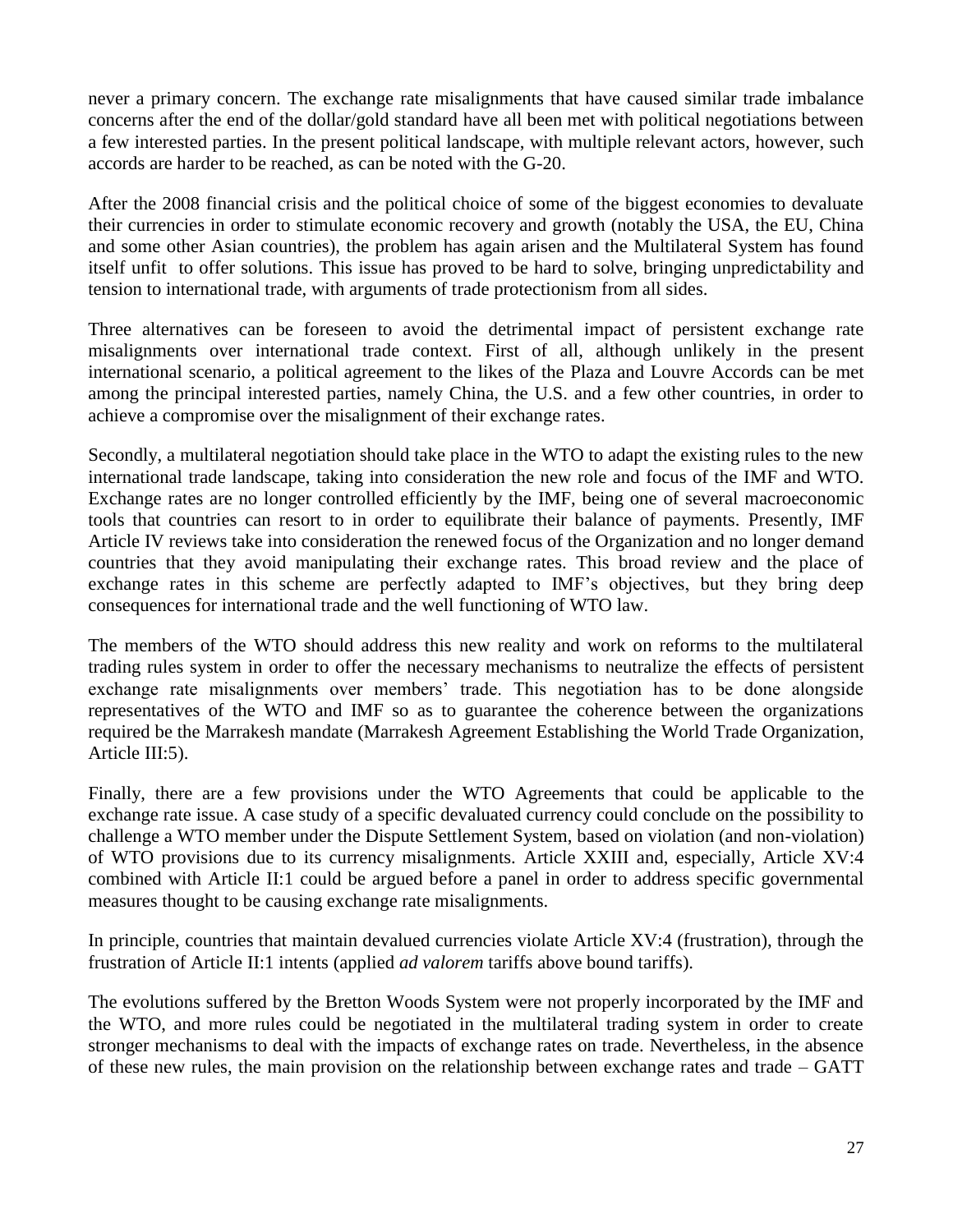never a primary concern. The exchange rate misalignments that have caused similar trade imbalance concerns after the end of the dollar/gold standard have all been met with political negotiations between a few interested parties. In the present political landscape, with multiple relevant actors, however, such accords are harder to be reached, as can be noted with the G-20.

After the 2008 financial crisis and the political choice of some of the biggest economies to devaluate their currencies in order to stimulate economic recovery and growth (notably the USA, the EU, China and some other Asian countries), the problem has again arisen and the Multilateral System has found itself unfit to offer solutions. This issue has proved to be hard to solve, bringing unpredictability and tension to international trade, with arguments of trade protectionism from all sides.

Three alternatives can be foreseen to avoid the detrimental impact of persistent exchange rate misalignments over international trade context. First of all, although unlikely in the present international scenario, a political agreement to the likes of the Plaza and Louvre Accords can be met among the principal interested parties, namely China, the U.S. and a few other countries, in order to achieve a compromise over the misalignment of their exchange rates.

Secondly, a multilateral negotiation should take place in the WTO to adapt the existing rules to the new international trade landscape, taking into consideration the new role and focus of the IMF and WTO. Exchange rates are no longer controlled efficiently by the IMF, being one of several macroeconomic tools that countries can resort to in order to equilibrate their balance of payments. Presently, IMF Article IV reviews take into consideration the renewed focus of the Organization and no longer demand countries that they avoid manipulating their exchange rates. This broad review and the place of exchange rates in this scheme are perfectly adapted to IMF's objectives, but they bring deep consequences for international trade and the well functioning of WTO law.

The members of the WTO should address this new reality and work on reforms to the multilateral trading rules system in order to offer the necessary mechanisms to neutralize the effects of persistent exchange rate misalignments over members' trade. This negotiation has to be done alongside representatives of the WTO and IMF so as to guarantee the coherence between the organizations required be the Marrakesh mandate (Marrakesh Agreement Establishing the World Trade Organization, Article III:5).

Finally, there are a few provisions under the WTO Agreements that could be applicable to the exchange rate issue. A case study of a specific devaluated currency could conclude on the possibility to challenge a WTO member under the Dispute Settlement System, based on violation (and non-violation) of WTO provisions due to its currency misalignments. Article XXIII and, especially, Article XV:4 combined with Article II:1 could be argued before a panel in order to address specific governmental measures thought to be causing exchange rate misalignments.

In principle, countries that maintain devalued currencies violate Article XV:4 (frustration), through the frustration of Article II:1 intents (applied *ad valorem* tariffs above bound tariffs).

The evolutions suffered by the Bretton Woods System were not properly incorporated by the IMF and the WTO, and more rules could be negotiated in the multilateral trading system in order to create stronger mechanisms to deal with the impacts of exchange rates on trade. Nevertheless, in the absence of these new rules, the main provision on the relationship between exchange rates and trade – GATT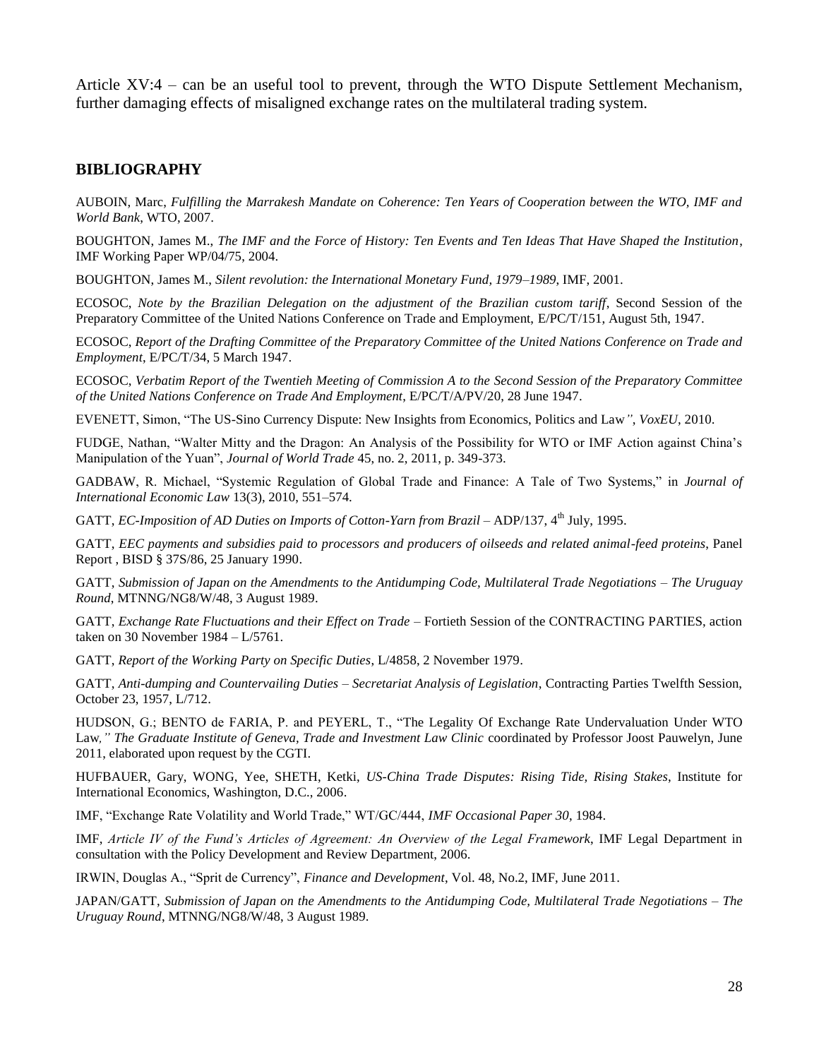Article XV:4 – can be an useful tool to prevent, through the WTO Dispute Settlement Mechanism, further damaging effects of misaligned exchange rates on the multilateral trading system.

## BIBLIOGRAPHY

AUBOIN, Marc, *Fulfilling the Marrakesh Mandate on Coherence: Ten Years of Cooperation between the WTO, IMF and World Bank*, WTO, 2007.

BOUGHTON, James M., *The IMF and the Force of History: Ten Events and Ten Ideas That Have Shaped the Institution*, IMF Working Paper WP/04/75, 2004.

BOUGHTON, James M., *Silent revolution: the International Monetary Fund, 1979–1989*, IMF, 2001.

ECOSOC, *Note by the Brazilian Delegation on the adjustment of the Brazilian custom tariff*, Second Session of the Preparatory Committee of the United Nations Conference on Trade and Employment, E/PC/T/151, August 5th, 1947.

ECOSOC, *Report of the Drafting Committee of the Preparatory Committee of the United Nations Conference on Trade and Employment*, E/PC/T/34, 5 March 1947.

ECOSOC, *Verbatim Report of the Twentieh Meeting of Commission A to the Second Session of the Preparatory Committee of the United Nations Conference on Trade And Employment*, E/PC/T/A/PV/20, 28 June 1947.

EVENETT, Simon, "The US-Sino Currency Dispute: New Insights from Economics, Politics and Law", *VoxEU*, 2010.

FUDGE, Nathan, "Walter Mitty and the Dragon: An Analysis of the Possibility for WTO or IMF Action against China's Manipulation of the Yuan", *Journal of World Trade* 45, no. 2, 2011, p. 349-373.

GADBAW, R. Michael, "Systemic Regulation of Global Trade and Finance: A Tale of Two Systems," in *Journal of International Economic Law* 13(3), 2010, 551–574.

GATT, *EC-Imposition of AD Duties on Imports of Cotton-Yarn from Brazil* – ADP/137, 4th July, 1995.

GATT, *EEC payments and subsidies paid to processors and producers of oilseeds and related animal-feed proteins*, Panel Report , BISD § 37S/86, 25 January 1990.

GATT, *Submission of Japan on the Amendments to the Antidumping Code, Multilateral Trade Negotiations – The Uruguay Round*, MTNNG/NG8/W/48, 3 August 1989.

GATT, *Exchange Rate Fluctuations and their Effect on Trade* – Fortieth Session of the CONTRACTING PARTIES, action taken on 30 November 1984 – L/5761.

GATT, *Report of the Working Party on Specific Duties*, L/4858, 2 November 1979.

GATT, *Anti-dumping and Countervailing Duties – Secretariat Analysis of Legislation*, Contracting Parties Twelfth Session, October 23, 1957, L/712.

HUDSON, G.; BENTO de FARIA, P. and PEYERL, T., "The Legality Of Exchange Rate Undervaluation Under WTO Law," *The Graduate Institute of Geneva, Trade and Investment Law Clinic* coordinated by Professor Joost Pauwelyn, June 2011, elaborated upon request by the CGTI.

HUFBAUER, Gary, WONG, Yee, SHETH, Ketki, *US-China Trade Disputes: Rising Tide, Rising Stakes*, Institute for International Economics, Washington, D.C., 2006.

IMF, "Exchange Rate Volatility and World Trade," WT/GC/444, *IMF Occasional Paper 30*, 1984.

IMF, *Article IV of the Fund's Articles of Agreement: An Overview of the Legal Framework*, IMF Legal Department in consultation with the Policy Development and Review Department, 2006.

IRWIN, Douglas A., "Sprit de Currency", *Finance and Development*, Vol. 48, No.2, IMF, June 2011.

JAPAN/GATT, *Submission of Japan on the Amendments to the Antidumping Code, Multilateral Trade Negotiations – The Uruguay Round*, MTNNG/NG8/W/48, 3 August 1989.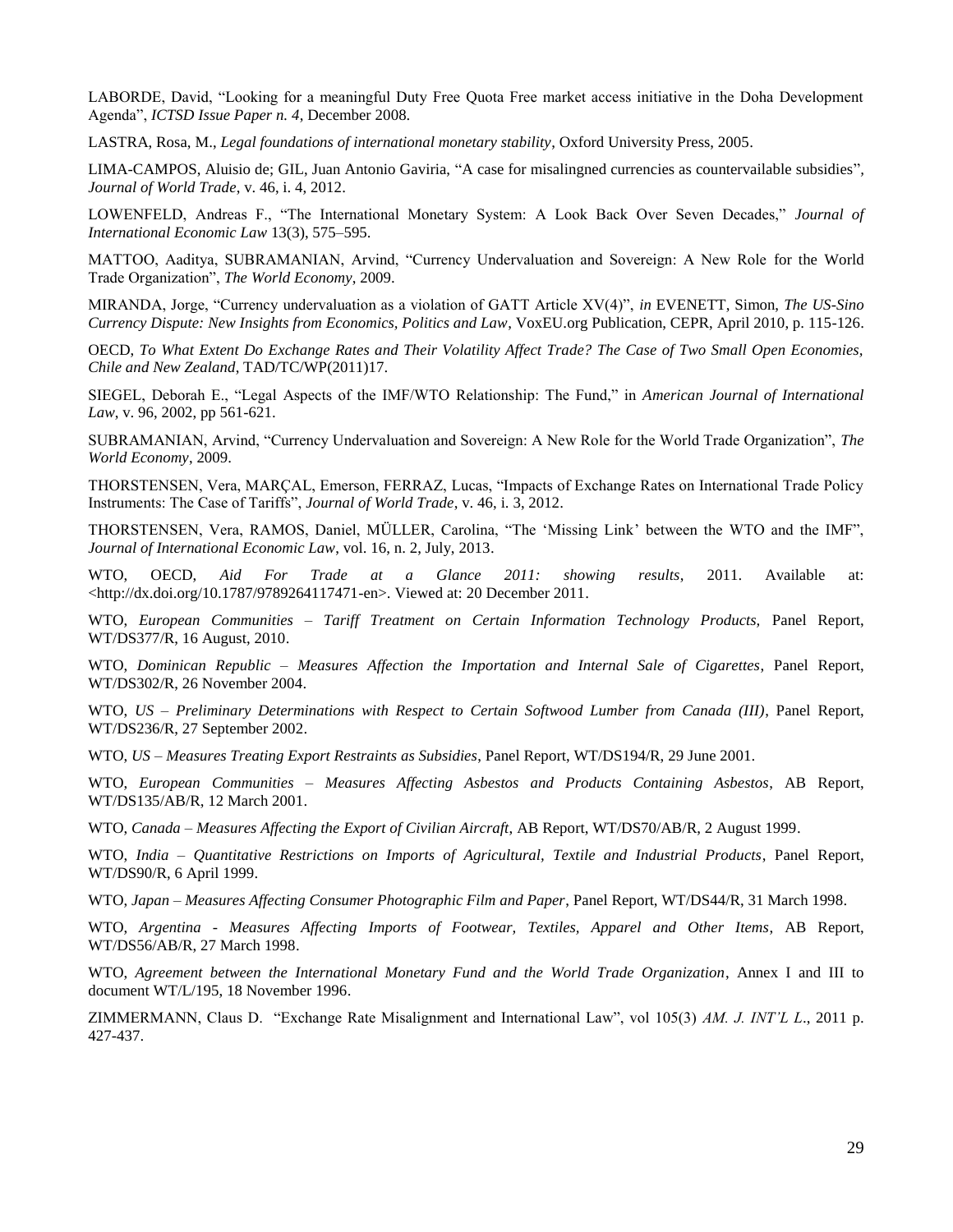LABORDE, David, "Looking for a meaningful Duty Free Quota Free market access initiative in the Doha Development Agenda", *ICTSD Issue Paper n. 4*, December 2008.

LASTRA, Rosa, M., *Legal foundations of international monetary stability*, Oxford University Press, 2005.

LIMA-CAMPOS, Aluisio de; GIL, Juan Antonio Gaviria, "A case for misalingned currencies as countervailable subsidies", *Journal of World Trade*, v. 46, i. 4, 2012.

LOWENFELD, Andreas F., "The International Monetary System: A Look Back Over Seven Decades," *Journal of International Economic Law* 13(3), 575–595.

MATTOO, Aaditya, SUBRAMANIAN, Arvind, "Currency Undervaluation and Sovereign: A New Role for the World Trade Organization", *The World Economy*, 2009.

MIRANDA, Jorge, "Currency undervaluation as a violation of GATT Article XV(4)", *in* EVENETT, Simon, *The US-Sino Currency Dispute: New Insights from Economics, Politics and Law*, VoxEU.org Publication, CEPR, April 2010, p. 115-126.

OECD, *To What Extent Do Exchange Rates and Their Volatility Affect Trade? The Case of Two Small Open Economies, Chile and New Zealand*, TAD/TC/WP(2011)17.

SIEGEL, Deborah E., "Legal Aspects of the IMF/WTO Relationship: The Fund," in *American Journal of International Law*, v. 96, 2002, pp 561-621.

SUBRAMANIAN, Arvind, "Currency Undervaluation and Sovereign: A New Role for the World Trade Organization", *The World Economy*, 2009.

THORSTENSEN, Vera, MARÇAL, Emerson, FERRAZ, Lucas, "Impacts of Exchange Rates on International Trade Policy Instruments: The Case of Tariffs", *Journal of World Trade*, v. 46, i. 3, 2012.

THORSTENSEN, Vera, RAMOS, Daniel, MÜLLER, Carolina, "The 'Missing Link' between the WTO and the IMF", *Journal of International Economic Law*, vol. 16, n. 2, July, 2013.

WTO, OECD, *Aid For Trade at a Glance 2011: showing results*, 2011. Available at: <http://dx.doi.org/10.1787/9789264117471-en>. Viewed at: 20 December 2011.

WTO, *European Communities – Tariff Treatment on Certain Information Technology Products,* Panel Report, WT/DS377/R, 16 August, 2010.

WTO, *Dominican Republic – Measures Affection the Importation and Internal Sale of Cigarettes*, Panel Report, WT/DS302/R, 26 November 2004.

WTO, *US – Preliminary Determinations with Respect to Certain Softwood Lumber from Canada (III)*, Panel Report, WT/DS236/R, 27 September 2002.

WTO, *US – Measures Treating Export Restraints as Subsidies*, Panel Report, WT/DS194/R, 29 June 2001.

WTO, *European Communities – Measures Affecting Asbestos and Products Containing Asbestos*, AB Report, WT/DS135/AB/R, 12 March 2001.

WTO, *Canada – Measures Affecting the Export of Civilian Aircraft*, AB Report, WT/DS70/AB/R, 2 August 1999.

WTO, *India – Quantitative Restrictions on Imports of Agricultural, Textile and Industrial Products*, Panel Report, WT/DS90/R, 6 April 1999.

WTO, *Japan – Measures Affecting Consumer Photographic Film and Paper*, Panel Report, WT/DS44/R, 31 March 1998.

WTO, *Argentina - Measures Affecting Imports of Footwear, Textiles, Apparel and Other Items*, AB Report, WT/DS56/AB/R, 27 March 1998.

WTO, *Agreement between the International Monetary Fund and the World Trade Organization*, Annex I and III to document WT/L/195, 18 November 1996.

ZIMMERMANN, Claus D. "Exchange Rate Misalignment and International Law", vol 105(3) *AM. J. INT'L L*., 2011 p. 427-437.